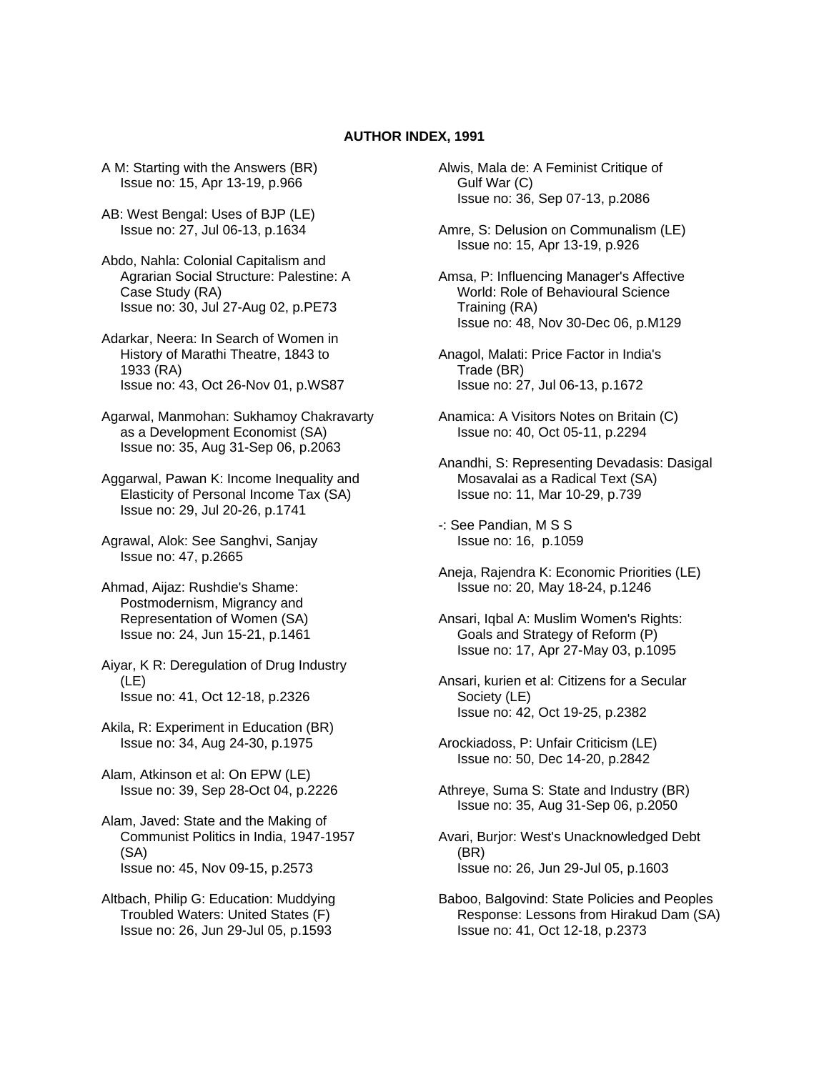**AUTHOR INDEX, 1991**

A M: Starting with the Answers (BR)
Issue no: 15, Apr 13-19, p.966

AB: West Bengal: Uses of BJP (LE)
Issue no: 27, Jul 06-13, p.1634

Abdo, Nahla: Colonial Capitalism and Agrarian Social Structure: Palestine: A Case Study (RA)
Issue no: 30, Jul 27-Aug 02, p.PE73

Adarkar, Neera: In Search of Women in History of Marathi Theatre, 1843 to 1933 (RA)
Issue no: 43, Oct 26-Nov 01, p.WS87

Agarwal, Manmohan: Sukhamoy Chakravarty as a Development Economist (SA)
Issue no: 35, Aug 31-Sep 06, p.2063

Aggarwal, Pawan K: Income Inequality and Elasticity of Personal Income Tax (SA)
Issue no: 29, Jul 20-26, p.1741

Agrawal, Alok: See Sanghvi, Sanjay
Issue no: 47, p.2665

Ahmad, Aijaz: Rushdie's Shame: Postmodernism, Migrancy and Representation of Women (SA)
Issue no: 24, Jun 15-21, p.1461

Aiyar, K R: Deregulation of Drug Industry (LE)
Issue no: 41, Oct 12-18, p.2326

Akila, R: Experiment in Education (BR)
Issue no: 34, Aug 24-30, p.1975

Alam, Atkinson et al: On EPW (LE)
Issue no: 39, Sep 28-Oct 04, p.2226

Alam, Javed: State and the Making of Communist Politics in India, 1947-1957 (SA)
Issue no: 45, Nov 09-15, p.2573

Altbach, Philip G: Education: Muddying Troubled Waters: United States (F)
Issue no: 26, Jun 29-Jul 05, p.1593

Alwis, Mala de: A Feminist Critique of Gulf War (C)
Issue no: 36, Sep 07-13, p.2086

Amre, S: Delusion on Communalism (LE)
Issue no: 15, Apr 13-19, p.926

Amsa, P: Influencing Manager's Affective World: Role of Behavioural Science Training (RA)
Issue no: 48, Nov 30-Dec 06, p.M129

Anagol, Malati: Price Factor in India's Trade (BR)
Issue no: 27, Jul 06-13, p.1672

Anamica: A Visitors Notes on Britain (C)
Issue no: 40, Oct 05-11, p.2294

Anandhi, S: Representing Devadasis: Dasigal Mosavalai as a Radical Text (SA)
Issue no: 11, Mar 10-29, p.739

-: See Pandian, M S S
Issue no: 16, p.1059

Aneja, Rajendra K: Economic Priorities (LE)
Issue no: 20, May 18-24, p.1246

Ansari, Iqbal A: Muslim Women's Rights: Goals and Strategy of Reform (P)
Issue no: 17, Apr 27-May 03, p.1095

Ansari, kurien et al: Citizens for a Secular Society (LE)
Issue no: 42, Oct 19-25, p.2382

Arockiadoss, P: Unfair Criticism (LE)
Issue no: 50, Dec 14-20, p.2842

Athreye, Suma S: State and Industry (BR)
Issue no: 35, Aug 31-Sep 06, p.2050

Avari, Burjor: West's Unacknowledged Debt (BR)
Issue no: 26, Jun 29-Jul 05, p.1603

Baboo, Balgovind: State Policies and Peoples Response: Lessons from Hirakud Dam (SA)
Issue no: 41, Oct 12-18, p.2373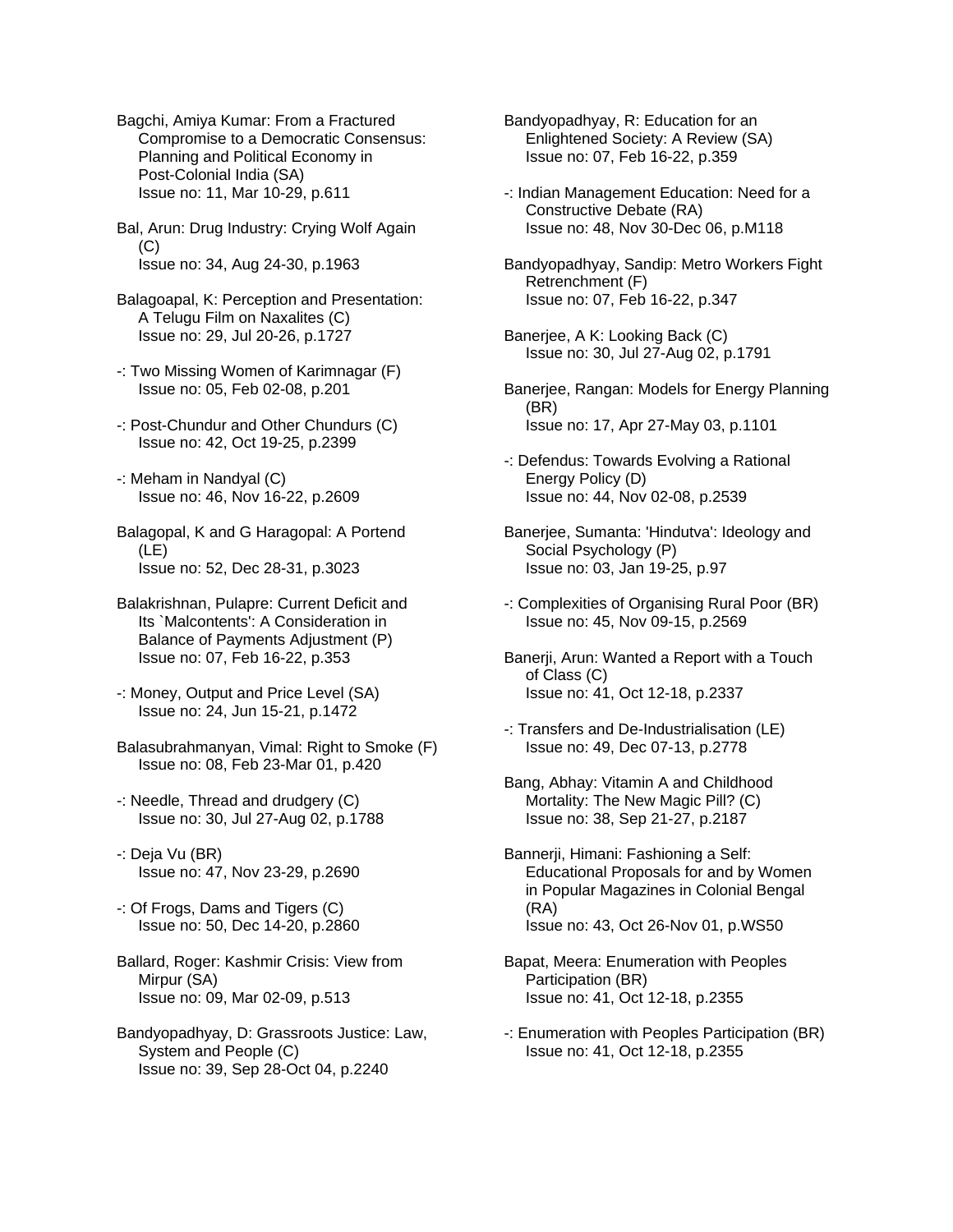Bagchi, Amiya Kumar: From a Fractured Compromise to a Democratic Consensus: Planning and Political Economy in Post-Colonial India (SA)
Issue no: 11, Mar 10-29, p.611

Bal, Arun: Drug Industry: Crying Wolf Again (C)
Issue no: 34, Aug 24-30, p.1963

Balagoapal, K: Perception and Presentation: A Telugu Film on Naxalites (C)
Issue no: 29, Jul 20-26, p.1727

-: Two Missing Women of Karimnagar (F)
Issue no: 05, Feb 02-08, p.201

-: Post-Chundur and Other Chundurs (C)
Issue no: 42, Oct 19-25, p.2399

-: Meham in Nandyal (C)
Issue no: 46, Nov 16-22, p.2609

Balagopal, K and G Haragopal: A Portend (LE)
Issue no: 52, Dec 28-31, p.3023

Balakrishnan, Pulapre: Current Deficit and Its `Malcontents': A Consideration in Balance of Payments Adjustment (P)
Issue no: 07, Feb 16-22, p.353

-: Money, Output and Price Level (SA)
Issue no: 24, Jun 15-21, p.1472

Balasubrahmanyan, Vimal: Right to Smoke (F)
Issue no: 08, Feb 23-Mar 01, p.420

-: Needle, Thread and drudgery (C)
Issue no: 30, Jul 27-Aug 02, p.1788

-: Deja Vu (BR)
Issue no: 47, Nov 23-29, p.2690

-: Of Frogs, Dams and Tigers (C)
Issue no: 50, Dec 14-20, p.2860

Ballard, Roger: Kashmir Crisis: View from Mirpur (SA)
Issue no: 09, Mar 02-09, p.513

Bandyopadhyay, D: Grassroots Justice: Law, System and People (C)
Issue no: 39, Sep 28-Oct 04, p.2240

Bandyopadhyay, R: Education for an Enlightened Society: A Review (SA)
Issue no: 07, Feb 16-22, p.359

-: Indian Management Education: Need for a Constructive Debate (RA)
Issue no: 48, Nov 30-Dec 06, p.M118

Bandyopadhyay, Sandip: Metro Workers Fight Retrenchment (F)
Issue no: 07, Feb 16-22, p.347

Banerjee, A K: Looking Back (C)
Issue no: 30, Jul 27-Aug 02, p.1791

Banerjee, Rangan: Models for Energy Planning (BR)
Issue no: 17, Apr 27-May 03, p.1101

-: Defendus: Towards Evolving a Rational Energy Policy (D)
Issue no: 44, Nov 02-08, p.2539

Banerjee, Sumanta: 'Hindutva': Ideology and Social Psychology (P)
Issue no: 03, Jan 19-25, p.97

-: Complexities of Organising Rural Poor (BR)
Issue no: 45, Nov 09-15, p.2569

Banerji, Arun: Wanted a Report with a Touch of Class (C)
Issue no: 41, Oct 12-18, p.2337

-: Transfers and De-Industrialisation (LE)
Issue no: 49, Dec 07-13, p.2778

Bang, Abhay: Vitamin A and Childhood Mortality: The New Magic Pill? (C)
Issue no: 38, Sep 21-27, p.2187

Bannerji, Himani: Fashioning a Self: Educational Proposals for and by Women in Popular Magazines in Colonial Bengal (RA)
Issue no: 43, Oct 26-Nov 01, p.WS50

Bapat, Meera: Enumeration with Peoples Participation (BR)
Issue no: 41, Oct 12-18, p.2355

-: Enumeration with Peoples Participation (BR)
Issue no: 41, Oct 12-18, p.2355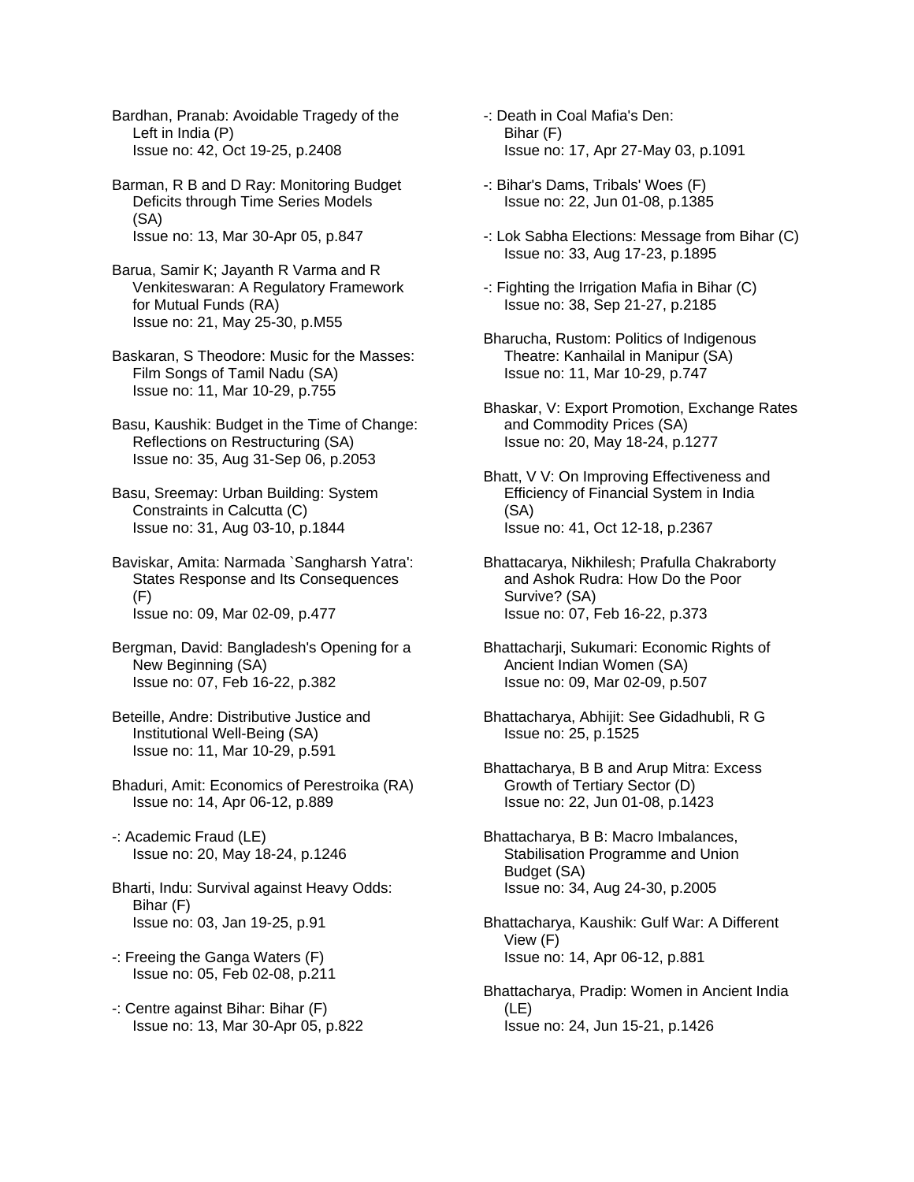Bardhan, Pranab: Avoidable Tragedy of the Left in India (P)
Issue no: 42, Oct 19-25, p.2408

Barman, R B and D Ray: Monitoring Budget Deficits through Time Series Models (SA)
Issue no: 13, Mar 30-Apr 05, p.847

Barua, Samir K; Jayanth R Varma and R Venkiteswaran: A Regulatory Framework for Mutual Funds (RA)
Issue no: 21, May 25-30, p.M55

Baskaran, S Theodore: Music for the Masses: Film Songs of Tamil Nadu (SA)
Issue no: 11, Mar 10-29, p.755

Basu, Kaushik: Budget in the Time of Change: Reflections on Restructuring (SA)
Issue no: 35, Aug 31-Sep 06, p.2053

Basu, Sreemay: Urban Building: System Constraints in Calcutta (C)
Issue no: 31, Aug 03-10, p.1844

Baviskar, Amita: Narmada `Sangharsh Yatra': States Response and Its Consequences (F)
Issue no: 09, Mar 02-09, p.477

Bergman, David: Bangladesh's Opening for a New Beginning (SA)
Issue no: 07, Feb 16-22, p.382

Beteille, Andre: Distributive Justice and Institutional Well-Being (SA)
Issue no: 11, Mar 10-29, p.591

Bhaduri, Amit: Economics of Perestroika (RA)
Issue no: 14, Apr 06-12, p.889

-: Academic Fraud (LE)
Issue no: 20, May 18-24, p.1246

Bharti, Indu: Survival against Heavy Odds: Bihar (F)
Issue no: 03, Jan 19-25, p.91

-: Freeing the Ganga Waters (F)
Issue no: 05, Feb 02-08, p.211

-: Centre against Bihar: Bihar (F)
Issue no: 13, Mar 30-Apr 05, p.822

-: Death in Coal Mafia's Den: Bihar (F)
Issue no: 17, Apr 27-May 03, p.1091

-: Bihar's Dams, Tribals' Woes (F)
Issue no: 22, Jun 01-08, p.1385

-: Lok Sabha Elections: Message from Bihar (C)
Issue no: 33, Aug 17-23, p.1895

-: Fighting the Irrigation Mafia in Bihar (C)
Issue no: 38, Sep 21-27, p.2185

Bharucha, Rustom: Politics of Indigenous Theatre: Kanhailal in Manipur (SA)
Issue no: 11, Mar 10-29, p.747

Bhaskar, V: Export Promotion, Exchange Rates and Commodity Prices (SA)
Issue no: 20, May 18-24, p.1277

Bhatt, V V: On Improving Effectiveness and Efficiency of Financial System in India (SA)
Issue no: 41, Oct 12-18, p.2367

Bhattacarya, Nikhilesh; Prafulla Chakraborty and Ashok Rudra: How Do the Poor Survive? (SA)
Issue no: 07, Feb 16-22, p.373

Bhattacharji, Sukumari: Economic Rights of Ancient Indian Women (SA)
Issue no: 09, Mar 02-09, p.507

Bhattacharya, Abhijit: See Gidadhubli, R G
Issue no: 25, p.1525

Bhattacharya, B B and Arup Mitra: Excess Growth of Tertiary Sector (D)
Issue no: 22, Jun 01-08, p.1423

Bhattacharya, B B: Macro Imbalances, Stabilisation Programme and Union Budget (SA)
Issue no: 34, Aug 24-30, p.2005

Bhattacharya, Kaushik: Gulf War: A Different View (F)
Issue no: 14, Apr 06-12, p.881

Bhattacharya, Pradip: Women in Ancient India (LE)
Issue no: 24, Jun 15-21, p.1426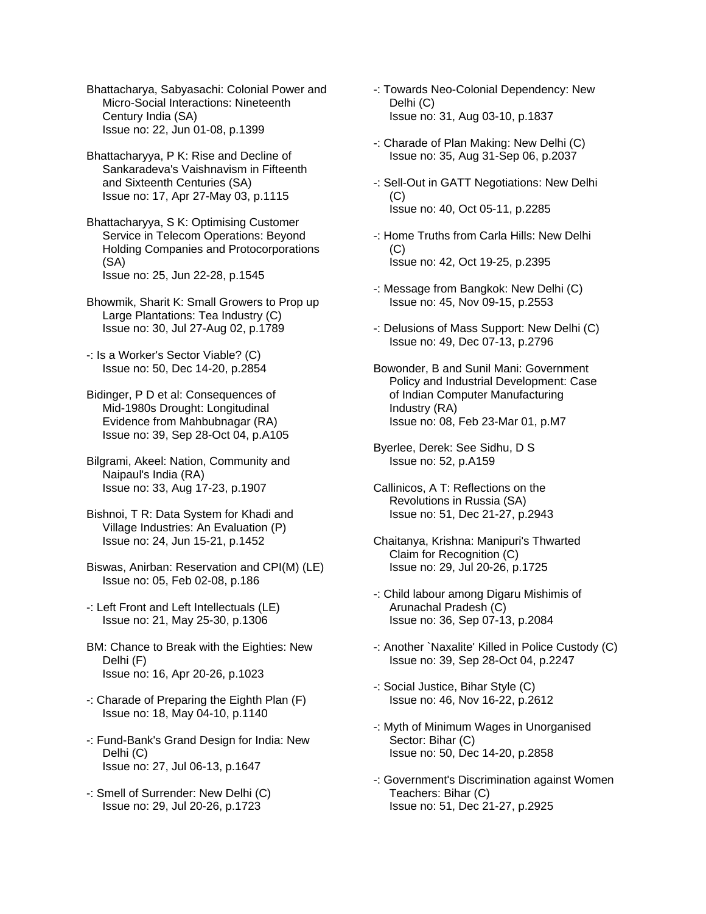Bhattacharya, Sabyasachi: Colonial Power and Micro-Social Interactions: Nineteenth Century India (SA)
Issue no: 22, Jun 01-08, p.1399

Bhattacharyya, P K: Rise and Decline of Sankaradeva's Vaishnavism in Fifteenth and Sixteenth Centuries (SA)
Issue no: 17, Apr 27-May 03, p.1115

Bhattacharyya, S K: Optimising Customer Service in Telecom Operations: Beyond Holding Companies and Protocorporations (SA)
Issue no: 25, Jun 22-28, p.1545

Bhowmik, Sharit K: Small Growers to Prop up Large Plantations: Tea Industry (C)
Issue no: 30, Jul 27-Aug 02, p.1789

-: Is a Worker's Sector Viable? (C)
Issue no: 50, Dec 14-20, p.2854

Bidinger, P D et al: Consequences of Mid-1980s Drought: Longitudinal Evidence from Mahbubnagar (RA)
Issue no: 39, Sep 28-Oct 04, p.A105

Bilgrami, Akeel: Nation, Community and Naipaul's India (RA)
Issue no: 33, Aug 17-23, p.1907

Bishnoi, T R: Data System for Khadi and Village Industries: An Evaluation (P)
Issue no: 24, Jun 15-21, p.1452

Biswas, Anirban: Reservation and CPI(M) (LE)
Issue no: 05, Feb 02-08, p.186

-: Left Front and Left Intellectuals (LE)
Issue no: 21, May 25-30, p.1306

BM: Chance to Break with the Eighties: New Delhi (F)
Issue no: 16, Apr 20-26, p.1023

-: Charade of Preparing the Eighth Plan (F)
Issue no: 18, May 04-10, p.1140

-: Fund-Bank's Grand Design for India: New Delhi (C)
Issue no: 27, Jul 06-13, p.1647

-: Smell of Surrender: New Delhi (C)
Issue no: 29, Jul 20-26, p.1723

-: Towards Neo-Colonial Dependency: New Delhi (C)
Issue no: 31, Aug 03-10, p.1837

-: Charade of Plan Making: New Delhi (C)
Issue no: 35, Aug 31-Sep 06, p.2037

-: Sell-Out in GATT Negotiations: New Delhi (C)
Issue no: 40, Oct 05-11, p.2285

-: Home Truths from Carla Hills: New Delhi (C)
Issue no: 42, Oct 19-25, p.2395

-: Message from Bangkok: New Delhi (C)
Issue no: 45, Nov 09-15, p.2553

-: Delusions of Mass Support: New Delhi (C)
Issue no: 49, Dec 07-13, p.2796

Bowonder, B and Sunil Mani: Government Policy and Industrial Development: Case of Indian Computer Manufacturing Industry (RA)
Issue no: 08, Feb 23-Mar 01, p.M7

Byerlee, Derek: See Sidhu, D S
Issue no: 52, p.A159

Callinicos, A T: Reflections on the Revolutions in Russia (SA)
Issue no: 51, Dec 21-27, p.2943

Chaitanya, Krishna: Manipuri's Thwarted Claim for Recognition (C)
Issue no: 29, Jul 20-26, p.1725

-: Child labour among Digaru Mishimis of Arunachal Pradesh (C)
Issue no: 36, Sep 07-13, p.2084

-: Another `Naxalite' Killed in Police Custody (C)
Issue no: 39, Sep 28-Oct 04, p.2247

-: Social Justice, Bihar Style (C)
Issue no: 46, Nov 16-22, p.2612

-: Myth of Minimum Wages in Unorganised Sector: Bihar (C)
Issue no: 50, Dec 14-20, p.2858

-: Government's Discrimination against Women Teachers: Bihar (C)
Issue no: 51, Dec 21-27, p.2925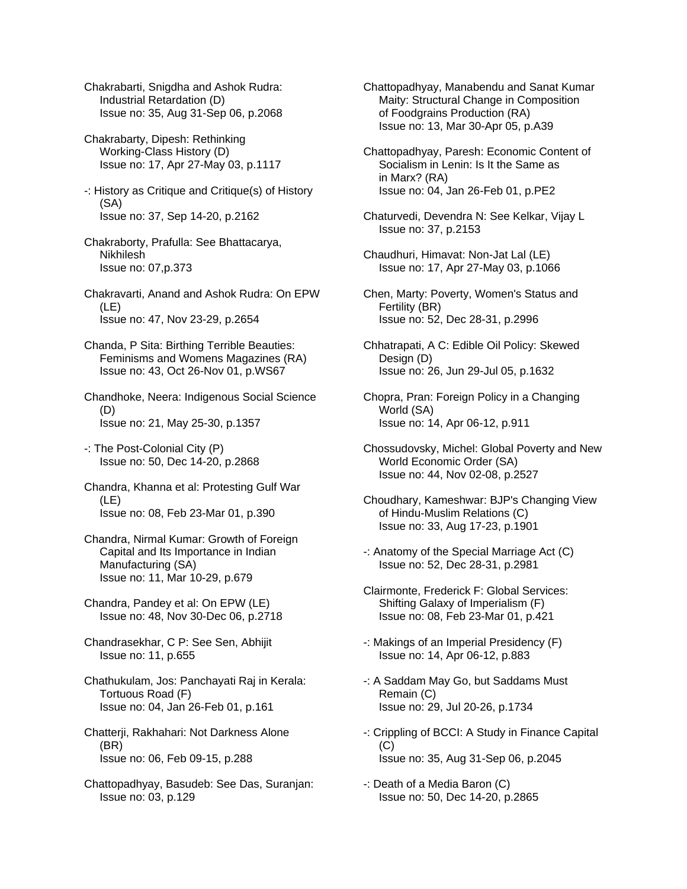Chakrabarti, Snigdha and Ashok Rudra: Industrial Retardation (D)
Issue no: 35, Aug 31-Sep 06, p.2068

Chakrabarty, Dipesh: Rethinking Working-Class History (D)
Issue no: 17, Apr 27-May 03, p.1117

-: History as Critique and Critique(s) of History (SA)
Issue no: 37, Sep 14-20, p.2162

Chakraborty, Prafulla: See Bhattacarya, Nikhilesh
Issue no: 07,p.373

Chakravarti, Anand and Ashok Rudra: On EPW (LE)
Issue no: 47, Nov 23-29, p.2654

Chanda, P Sita: Birthing Terrible Beauties: Feminisms and Womens Magazines (RA)
Issue no: 43, Oct 26-Nov 01, p.WS67

Chandhoke, Neera: Indigenous Social Science (D)
Issue no: 21, May 25-30, p.1357

-: The Post-Colonial City (P)
Issue no: 50, Dec 14-20, p.2868

Chandra, Khanna et al: Protesting Gulf War (LE)
Issue no: 08, Feb 23-Mar 01, p.390

Chandra, Nirmal Kumar: Growth of Foreign Capital and Its Importance in Indian Manufacturing (SA)
Issue no: 11, Mar 10-29, p.679

Chandra, Pandey et al: On EPW (LE)
Issue no: 48, Nov 30-Dec 06, p.2718

Chandrasekhar, C P: See Sen, Abhijit
Issue no: 11, p.655

Chathukulam, Jos: Panchayati Raj in Kerala: Tortuous Road (F)
Issue no: 04, Jan 26-Feb 01, p.161

Chatterji, Rakhahari: Not Darkness Alone (BR)
Issue no: 06, Feb 09-15, p.288

Chattopadhyay, Basudeb: See Das, Suranjan:
Issue no: 03, p.129

Chattopadhyay, Manabendu and Sanat Kumar Maity: Structural Change in Composition of Foodgrains Production (RA)
Issue no: 13, Mar 30-Apr 05, p.A39

Chattopadhyay, Paresh: Economic Content of Socialism in Lenin: Is It the Same as in Marx? (RA)
Issue no: 04, Jan 26-Feb 01, p.PE2

Chaturvedi, Devendra N: See Kelkar, Vijay L
Issue no: 37, p.2153

Chaudhuri, Himavat: Non-Jat Lal (LE)
Issue no: 17, Apr 27-May 03, p.1066

Chen, Marty: Poverty, Women's Status and Fertility (BR)
Issue no: 52, Dec 28-31, p.2996

Chhatrapati, A C: Edible Oil Policy: Skewed Design (D)
Issue no: 26, Jun 29-Jul 05, p.1632

Chopra, Pran: Foreign Policy in a Changing World (SA)
Issue no: 14, Apr 06-12, p.911

Chossudovsky, Michel: Global Poverty and New World Economic Order (SA)
Issue no: 44, Nov 02-08, p.2527

Choudhary, Kameshwar: BJP's Changing View of Hindu-Muslim Relations (C)
Issue no: 33, Aug 17-23, p.1901

-: Anatomy of the Special Marriage Act (C)
Issue no: 52, Dec 28-31, p.2981

Clairmonte, Frederick F: Global Services: Shifting Galaxy of Imperialism (F)
Issue no: 08, Feb 23-Mar 01, p.421

-: Makings of an Imperial Presidency (F)
Issue no: 14, Apr 06-12, p.883

-: A Saddam May Go, but Saddams Must Remain (C)
Issue no: 29, Jul 20-26, p.1734

-: Crippling of BCCI: A Study in Finance Capital (C)
Issue no: 35, Aug 31-Sep 06, p.2045

-: Death of a Media Baron (C)
Issue no: 50, Dec 14-20, p.2865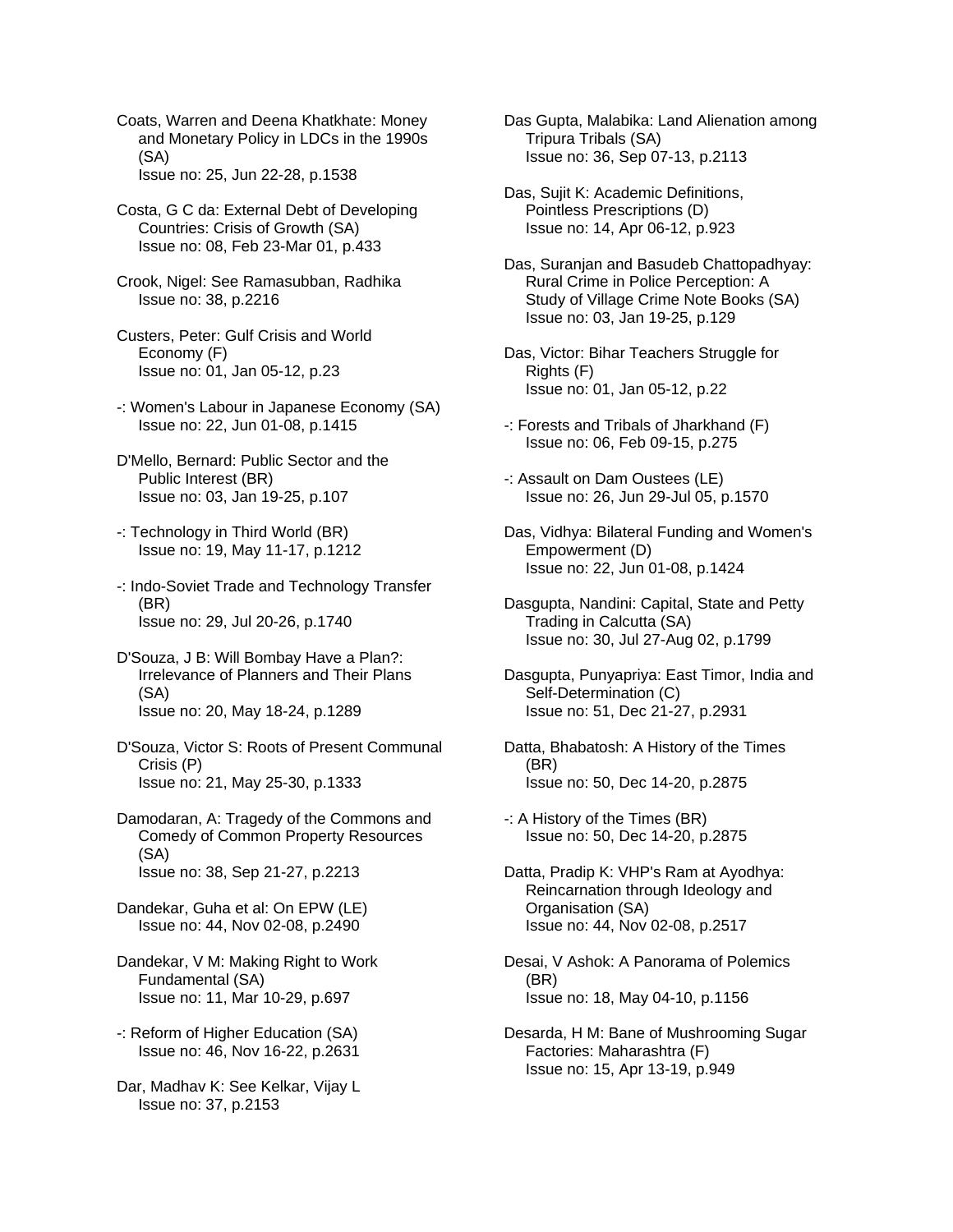Coats, Warren and Deena Khatkhate: Money and Monetary Policy in LDCs in the 1990s (SA)
Issue no: 25, Jun 22-28, p.1538

Costa, G C da: External Debt of Developing Countries: Crisis of Growth (SA)
Issue no: 08, Feb 23-Mar 01, p.433

Crook, Nigel: See Ramasubban, Radhika
Issue no: 38, p.2216

Custers, Peter: Gulf Crisis and World Economy (F)
Issue no: 01, Jan 05-12, p.23

-: Women's Labour in Japanese Economy (SA)
Issue no: 22, Jun 01-08, p.1415

D'Mello, Bernard: Public Sector and the Public Interest (BR)
Issue no: 03, Jan 19-25, p.107

-: Technology in Third World (BR)
Issue no: 19, May 11-17, p.1212

-: Indo-Soviet Trade and Technology Transfer (BR)
Issue no: 29, Jul 20-26, p.1740

D'Souza, J B: Will Bombay Have a Plan?: Irrelevance of Planners and Their Plans (SA)
Issue no: 20, May 18-24, p.1289

D'Souza, Victor S: Roots of Present Communal Crisis (P)
Issue no: 21, May 25-30, p.1333

Damodaran, A: Tragedy of the Commons and Comedy of Common Property Resources (SA)
Issue no: 38, Sep 21-27, p.2213

Dandekar, Guha et al: On EPW (LE)
Issue no: 44, Nov 02-08, p.2490

Dandekar, V M: Making Right to Work Fundamental (SA)
Issue no: 11, Mar 10-29, p.697

-: Reform of Higher Education (SA)
Issue no: 46, Nov 16-22, p.2631

Dar, Madhav K: See Kelkar, Vijay L
Issue no: 37, p.2153

Das Gupta, Malabika: Land Alienation among Tripura Tribals (SA)
Issue no: 36, Sep 07-13, p.2113

Das, Sujit K: Academic Definitions, Pointless Prescriptions (D)
Issue no: 14, Apr 06-12, p.923

Das, Suranjan and Basudeb Chattopadhyay: Rural Crime in Police Perception: A Study of Village Crime Note Books (SA)
Issue no: 03, Jan 19-25, p.129

Das, Victor: Bihar Teachers Struggle for Rights (F)
Issue no: 01, Jan 05-12, p.22

-: Forests and Tribals of Jharkhand (F)
Issue no: 06, Feb 09-15, p.275

-: Assault on Dam Oustees (LE)
Issue no: 26, Jun 29-Jul 05, p.1570

Das, Vidhya: Bilateral Funding and Women's Empowerment (D)
Issue no: 22, Jun 01-08, p.1424

Dasgupta, Nandini: Capital, State and Petty Trading in Calcutta (SA)
Issue no: 30, Jul 27-Aug 02, p.1799

Dasgupta, Punyapriya: East Timor, India and Self-Determination (C)
Issue no: 51, Dec 21-27, p.2931

Datta, Bhabatosh: A History of the Times (BR)
Issue no: 50, Dec 14-20, p.2875

-: A History of the Times (BR)
Issue no: 50, Dec 14-20, p.2875

Datta, Pradip K: VHP's Ram at Ayodhya: Reincarnation through Ideology and Organisation (SA)
Issue no: 44, Nov 02-08, p.2517

Desai, V Ashok: A Panorama of Polemics (BR)
Issue no: 18, May 04-10, p.1156

Desarda, H M: Bane of Mushrooming Sugar Factories: Maharashtra (F)
Issue no: 15, Apr 13-19, p.949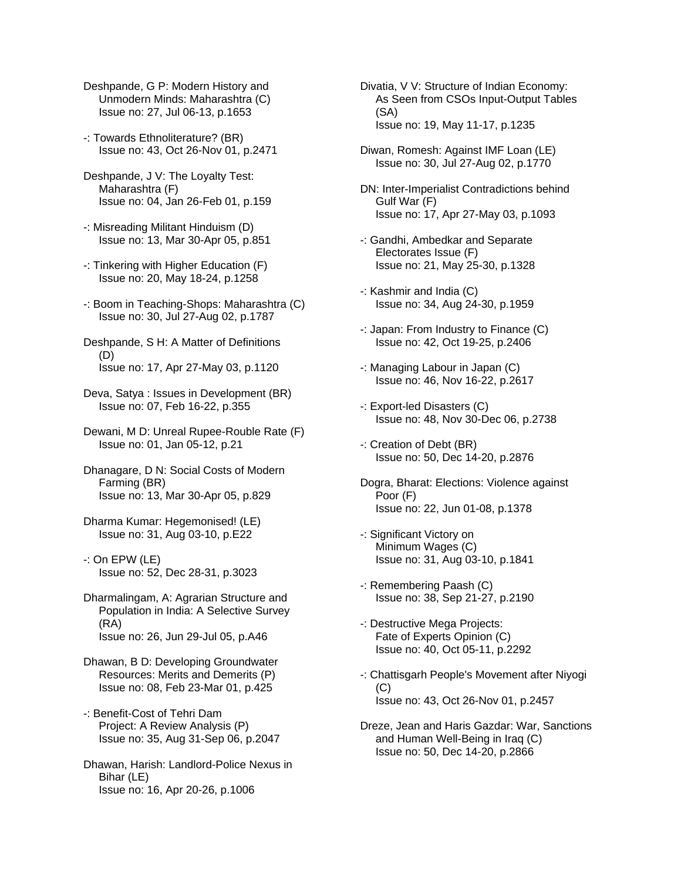Deshpande, G P: Modern History and Unmodern Minds: Maharashtra (C)
Issue no: 27, Jul 06-13, p.1653

-: Towards Ethnoliterature? (BR)
Issue no: 43, Oct 26-Nov 01, p.2471

Deshpande, J V: The Loyalty Test: Maharashtra (F)
Issue no: 04, Jan 26-Feb 01, p.159

-: Misreading Militant Hinduism (D)
Issue no: 13, Mar 30-Apr 05, p.851

-: Tinkering with Higher Education (F)
Issue no: 20, May 18-24, p.1258

-: Boom in Teaching-Shops: Maharashtra (C)
Issue no: 30, Jul 27-Aug 02, p.1787

Deshpande, S H: A Matter of Definitions (D)
Issue no: 17, Apr 27-May 03, p.1120

Deva, Satya : Issues in Development (BR)
Issue no: 07, Feb 16-22, p.355

Dewani, M D: Unreal Rupee-Rouble Rate (F)
Issue no: 01, Jan 05-12, p.21

Dhanagare, D N: Social Costs of Modern Farming (BR)
Issue no: 13, Mar 30-Apr 05, p.829

Dharma Kumar: Hegemonised! (LE)
Issue no: 31, Aug 03-10, p.E22

-: On EPW (LE)
Issue no: 52, Dec 28-31, p.3023

Dharmalingam, A: Agrarian Structure and Population in India: A Selective Survey (RA)
Issue no: 26, Jun 29-Jul 05, p.A46

Dhawan, B D: Developing Groundwater Resources: Merits and Demerits (P)
Issue no: 08, Feb 23-Mar 01, p.425

-: Benefit-Cost of Tehri Dam Project: A Review Analysis (P)
Issue no: 35, Aug 31-Sep 06, p.2047

Dhawan, Harish: Landlord-Police Nexus in Bihar (LE)
Issue no: 16, Apr 20-26, p.1006

Divatia, V V: Structure of Indian Economy: As Seen from CSOs Input-Output Tables (SA)
Issue no: 19, May 11-17, p.1235

Diwan, Romesh: Against IMF Loan (LE)
Issue no: 30, Jul 27-Aug 02, p.1770

DN: Inter-Imperialist Contradictions behind Gulf War (F)
Issue no: 17, Apr 27-May 03, p.1093

-: Gandhi, Ambedkar and Separate Electorates Issue (F)
Issue no: 21, May 25-30, p.1328

-: Kashmir and India (C)
Issue no: 34, Aug 24-30, p.1959

-: Japan: From Industry to Finance (C)
Issue no: 42, Oct 19-25, p.2406

-: Managing Labour in Japan (C)
Issue no: 46, Nov 16-22, p.2617

-: Export-led Disasters (C)
Issue no: 48, Nov 30-Dec 06, p.2738

-: Creation of Debt (BR)
Issue no: 50, Dec 14-20, p.2876

Dogra, Bharat: Elections: Violence against Poor (F)
Issue no: 22, Jun 01-08, p.1378

-: Significant Victory on Minimum Wages (C)
Issue no: 31, Aug 03-10, p.1841

-: Remembering Paash (C)
Issue no: 38, Sep 21-27, p.2190

-: Destructive Mega Projects: Fate of Experts Opinion (C)
Issue no: 40, Oct 05-11, p.2292

-: Chattisgarh People's Movement after Niyogi (C)
Issue no: 43, Oct 26-Nov 01, p.2457

Dreze, Jean and Haris Gazdar: War, Sanctions and Human Well-Being in Iraq (C)
Issue no: 50, Dec 14-20, p.2866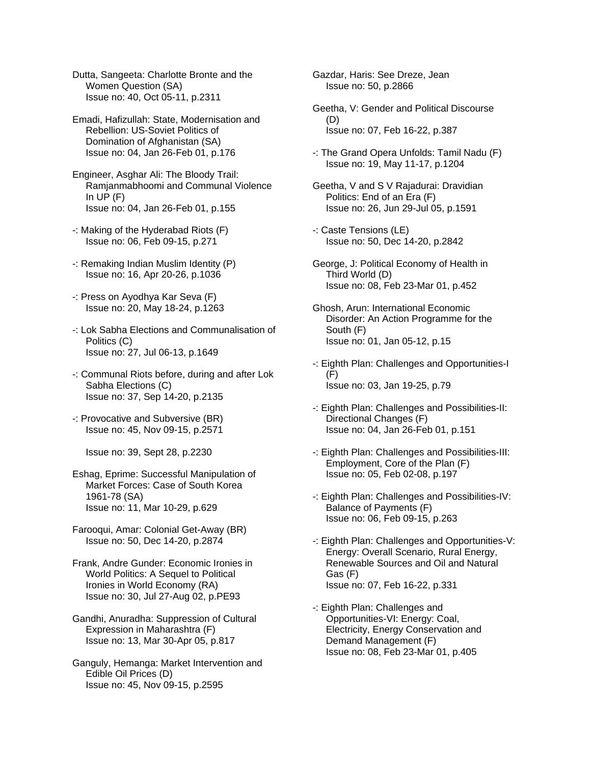Dutta, Sangeeta: Charlotte Bronte and the Women Question (SA)
Issue no: 40, Oct 05-11, p.2311

Emadi, Hafizullah: State, Modernisation and Rebellion: US-Soviet Politics of Domination of Afghanistan (SA)
Issue no: 04, Jan 26-Feb 01, p.176

Engineer, Asghar Ali: The Bloody Trail: Ramjanmabhoomi and Communal Violence In UP (F)
Issue no: 04, Jan 26-Feb 01, p.155

-: Making of the Hyderabad Riots (F)
Issue no: 06, Feb 09-15, p.271

-: Remaking Indian Muslim Identity (P)
Issue no: 16, Apr 20-26, p.1036

-: Press on Ayodhya Kar Seva (F)
Issue no: 20, May 18-24, p.1263

-: Lok Sabha Elections and Communalisation of Politics (C)
Issue no: 27, Jul 06-13, p.1649

-: Communal Riots before, during and after Lok Sabha Elections (C)
Issue no: 37, Sep 14-20, p.2135

-: Provocative and Subversive (BR)
Issue no: 45, Nov 09-15, p.2571

Issue no: 39, Sept 28, p.2230

Eshag, Eprime: Successful Manipulation of Market Forces: Case of South Korea 1961-78 (SA)
Issue no: 11, Mar 10-29, p.629

Farooqui, Amar: Colonial Get-Away (BR)
Issue no: 50, Dec 14-20, p.2874

Frank, Andre Gunder: Economic Ironies in World Politics: A Sequel to Political Ironies in World Economy (RA)
Issue no: 30, Jul 27-Aug 02, p.PE93

Gandhi, Anuradha: Suppression of Cultural Expression in Maharashtra (F)
Issue no: 13, Mar 30-Apr 05, p.817

Ganguly, Hemanga: Market Intervention and Edible Oil Prices (D)
Issue no: 45, Nov 09-15, p.2595

Gazdar, Haris: See Dreze, Jean
Issue no: 50, p.2866

Geetha, V: Gender and Political Discourse (D)
Issue no: 07, Feb 16-22, p.387

-: The Grand Opera Unfolds: Tamil Nadu (F)
Issue no: 19, May 11-17, p.1204

Geetha, V and S V Rajadurai: Dravidian Politics: End of an Era (F)
Issue no: 26, Jun 29-Jul 05, p.1591

-: Caste Tensions (LE)
Issue no: 50, Dec 14-20, p.2842

George, J: Political Economy of Health in Third World (D)
Issue no: 08, Feb 23-Mar 01, p.452

Ghosh, Arun: International Economic Disorder: An Action Programme for the South (F)
Issue no: 01, Jan 05-12, p.15

-: Eighth Plan: Challenges and Opportunities-I (F)
Issue no: 03, Jan 19-25, p.79

-: Eighth Plan: Challenges and Possibilities-II: Directional Changes (F)
Issue no: 04, Jan 26-Feb 01, p.151

-: Eighth Plan: Challenges and Possibilities-III: Employment, Core of the Plan (F)
Issue no: 05, Feb 02-08, p.197

-: Eighth Plan: Challenges and Possibilities-IV: Balance of Payments (F)
Issue no: 06, Feb 09-15, p.263

-: Eighth Plan: Challenges and Opportunities-V: Energy: Overall Scenario, Rural Energy, Renewable Sources and Oil and Natural Gas (F)
Issue no: 07, Feb 16-22, p.331

-: Eighth Plan: Challenges and Opportunities-VI: Energy: Coal, Electricity, Energy Conservation and Demand Management (F)
Issue no: 08, Feb 23-Mar 01, p.405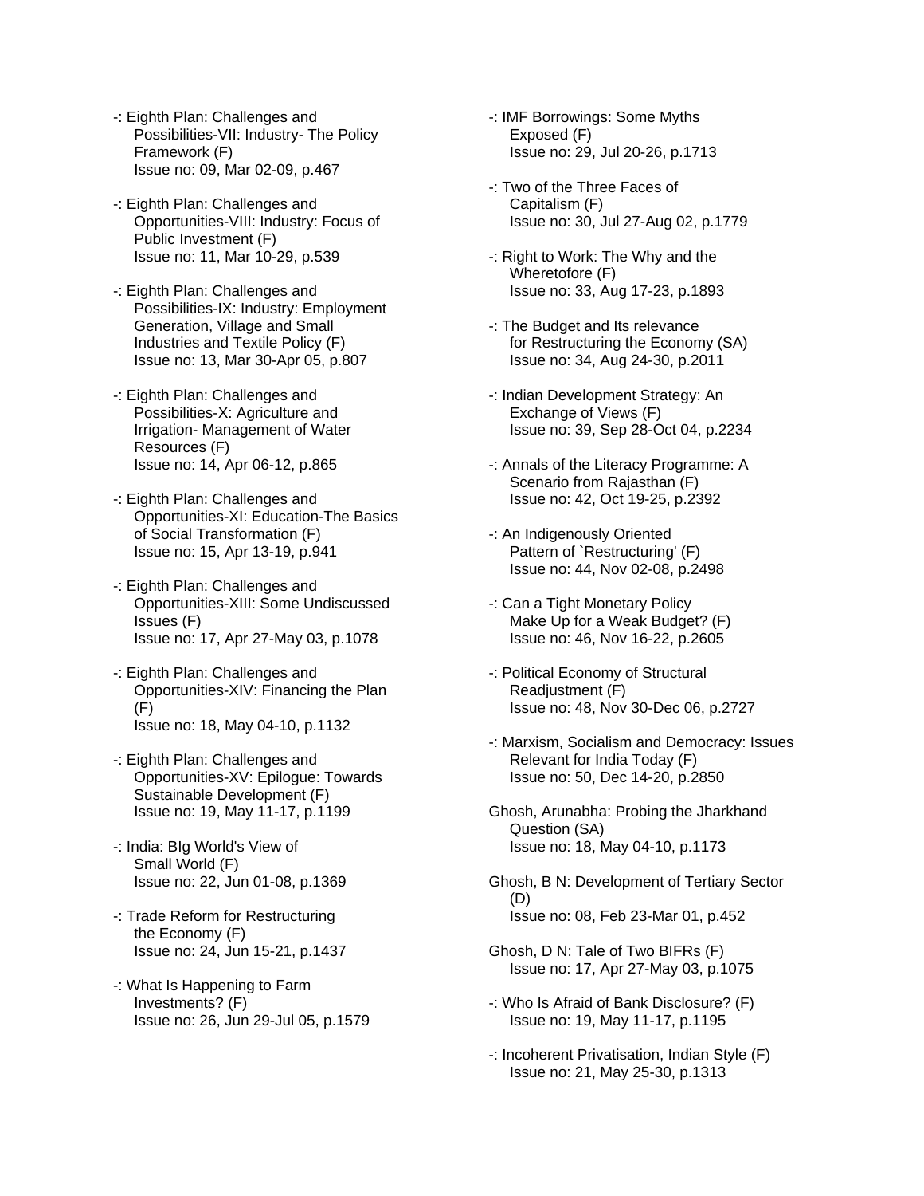-: Eighth Plan: Challenges and Possibilities-VII: Industry- The Policy Framework (F)
Issue no: 09, Mar 02-09, p.467

-: Eighth Plan: Challenges and Opportunities-VIII: Industry: Focus of Public Investment (F)
Issue no: 11, Mar 10-29, p.539

-: Eighth Plan: Challenges and Possibilities-IX: Industry: Employment Generation, Village and Small Industries and Textile Policy (F)
Issue no: 13, Mar 30-Apr 05, p.807

-: Eighth Plan: Challenges and Possibilities-X: Agriculture and Irrigation- Management of Water Resources (F)
Issue no: 14, Apr 06-12, p.865

-: Eighth Plan: Challenges and Opportunities-XI: Education-The Basics of Social Transformation (F)
Issue no: 15, Apr 13-19, p.941

-: Eighth Plan: Challenges and Opportunities-XIII: Some Undiscussed Issues (F)
Issue no: 17, Apr 27-May 03, p.1078

-: Eighth Plan: Challenges and Opportunities-XIV: Financing the Plan (F)
Issue no: 18, May 04-10, p.1132

-: Eighth Plan: Challenges and Opportunities-XV: Epilogue: Towards Sustainable Development (F)
Issue no: 19, May 11-17, p.1199

-: India: BIg World's View of Small World (F)
Issue no: 22, Jun 01-08, p.1369

-: Trade Reform for Restructuring the Economy (F)
Issue no: 24, Jun 15-21, p.1437

-: What Is Happening to Farm Investments? (F)
Issue no: 26, Jun 29-Jul 05, p.1579

-: IMF Borrowings: Some Myths Exposed (F)
Issue no: 29, Jul 20-26, p.1713

-: Two of the Three Faces of Capitalism (F)
Issue no: 30, Jul 27-Aug 02, p.1779

-: Right to Work: The Why and the Wheretofore (F)
Issue no: 33, Aug 17-23, p.1893

-: The Budget and Its relevance for Restructuring the Economy (SA)
Issue no: 34, Aug 24-30, p.2011

-: Indian Development Strategy: An Exchange of Views (F)
Issue no: 39, Sep 28-Oct 04, p.2234

-: Annals of the Literacy Programme: A Scenario from Rajasthan (F)
Issue no: 42, Oct 19-25, p.2392

-: An Indigenously Oriented Pattern of `Restructuring' (F)
Issue no: 44, Nov 02-08, p.2498

-: Can a Tight Monetary Policy Make Up for a Weak Budget? (F)
Issue no: 46, Nov 16-22, p.2605

-: Political Economy of Structural Readjustment (F)
Issue no: 48, Nov 30-Dec 06, p.2727

-: Marxism, Socialism and Democracy: Issues Relevant for India Today (F)
Issue no: 50, Dec 14-20, p.2850

Ghosh, Arunabha: Probing the Jharkhand Question (SA)
Issue no: 18, May 04-10, p.1173

Ghosh, B N: Development of Tertiary Sector (D)
Issue no: 08, Feb 23-Mar 01, p.452

Ghosh, D N: Tale of Two BIFRs (F)
Issue no: 17, Apr 27-May 03, p.1075

-: Who Is Afraid of Bank Disclosure? (F)
Issue no: 19, May 11-17, p.1195

-: Incoherent Privatisation, Indian Style (F)
Issue no: 21, May 25-30, p.1313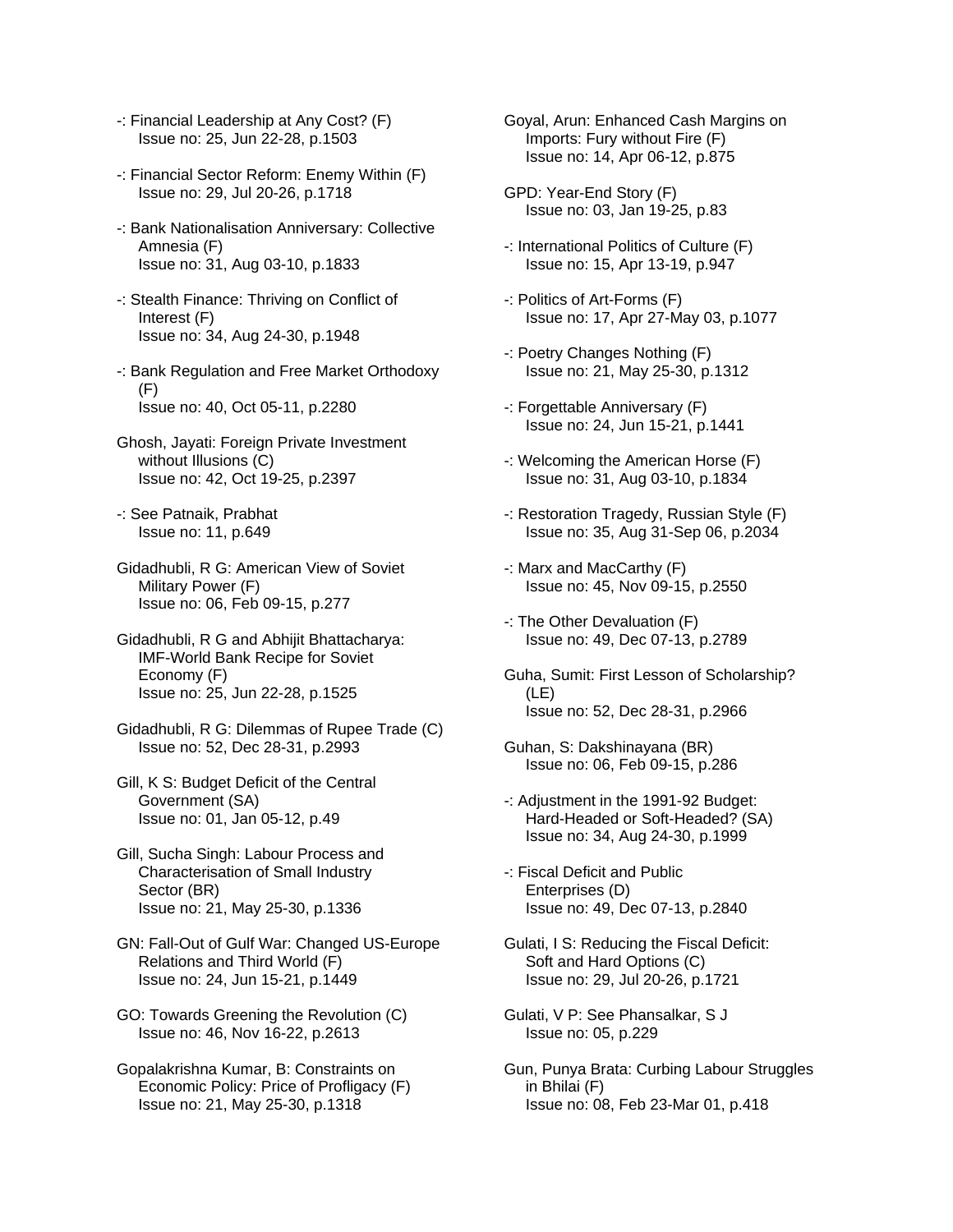-: Financial Leadership at Any Cost? (F)
Issue no: 25, Jun 22-28, p.1503

-: Financial Sector Reform: Enemy Within (F)
Issue no: 29, Jul 20-26, p.1718

-: Bank Nationalisation Anniversary: Collective Amnesia (F)
Issue no: 31, Aug 03-10, p.1833

-: Stealth Finance: Thriving on Conflict of Interest (F)
Issue no: 34, Aug 24-30, p.1948

-: Bank Regulation and Free Market Orthodoxy (F)
Issue no: 40, Oct 05-11, p.2280

Ghosh, Jayati: Foreign Private Investment without Illusions (C)
Issue no: 42, Oct 19-25, p.2397

-: See Patnaik, Prabhat
Issue no: 11, p.649

Gidadhubli, R G: American View of Soviet Military Power (F)
Issue no: 06, Feb 09-15, p.277

Gidadhubli, R G and Abhijit Bhattacharya: IMF-World Bank Recipe for Soviet Economy (F)
Issue no: 25, Jun 22-28, p.1525

Gidadhubli, R G: Dilemmas of Rupee Trade (C)
Issue no: 52, Dec 28-31, p.2993

Gill, K S: Budget Deficit of the Central Government (SA)
Issue no: 01, Jan 05-12, p.49

Gill, Sucha Singh: Labour Process and Characterisation of Small Industry Sector (BR)
Issue no: 21, May 25-30, p.1336

GN: Fall-Out of Gulf War: Changed US-Europe Relations and Third World (F)
Issue no: 24, Jun 15-21, p.1449

GO: Towards Greening the Revolution (C)
Issue no: 46, Nov 16-22, p.2613

Gopalakrishna Kumar, B: Constraints on Economic Policy: Price of Profligacy (F)
Issue no: 21, May 25-30, p.1318

Goyal, Arun: Enhanced Cash Margins on Imports: Fury without Fire (F)
Issue no: 14, Apr 06-12, p.875

GPD: Year-End Story (F)
Issue no: 03, Jan 19-25, p.83

-: International Politics of Culture (F)
Issue no: 15, Apr 13-19, p.947

-: Politics of Art-Forms (F)
Issue no: 17, Apr 27-May 03, p.1077

-: Poetry Changes Nothing (F)
Issue no: 21, May 25-30, p.1312

-: Forgettable Anniversary (F)
Issue no: 24, Jun 15-21, p.1441

-: Welcoming the American Horse (F)
Issue no: 31, Aug 03-10, p.1834

-: Restoration Tragedy, Russian Style (F)
Issue no: 35, Aug 31-Sep 06, p.2034

-: Marx and MacCarthy (F)
Issue no: 45, Nov 09-15, p.2550

-: The Other Devaluation (F)
Issue no: 49, Dec 07-13, p.2789

Guha, Sumit: First Lesson of Scholarship? (LE)
Issue no: 52, Dec 28-31, p.2966

Guhan, S: Dakshinayana (BR)
Issue no: 06, Feb 09-15, p.286

-: Adjustment in the 1991-92 Budget: Hard-Headed or Soft-Headed? (SA)
Issue no: 34, Aug 24-30, p.1999

-: Fiscal Deficit and Public Enterprises (D)
Issue no: 49, Dec 07-13, p.2840

Gulati, I S: Reducing the Fiscal Deficit: Soft and Hard Options (C)
Issue no: 29, Jul 20-26, p.1721

Gulati, V P: See Phansalkar, S J
Issue no: 05, p.229

Gun, Punya Brata: Curbing Labour Struggles in Bhilai (F)
Issue no: 08, Feb 23-Mar 01, p.418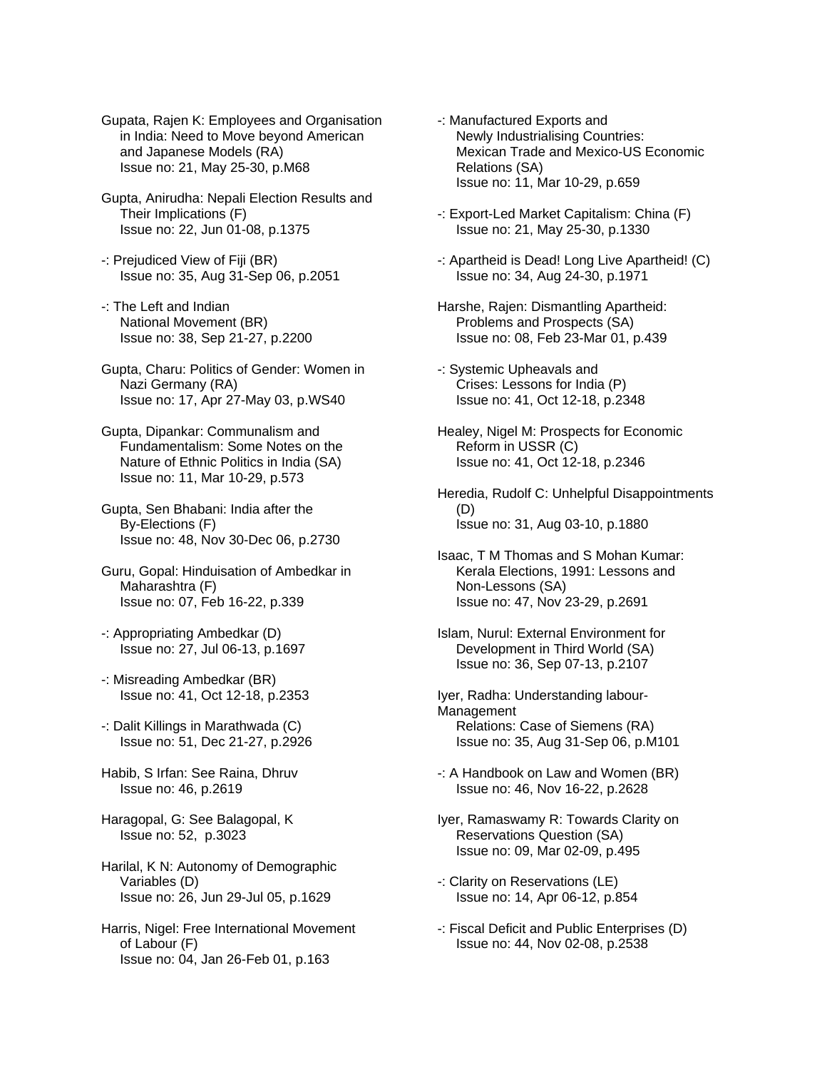Gupata, Rajen K: Employees and Organisation in India: Need to Move beyond American and Japanese Models (RA)
Issue no: 21, May 25-30, p.M68

Gupta, Anirudha: Nepali Election Results and Their Implications (F)
Issue no: 22, Jun 01-08, p.1375

-: Prejudiced View of Fiji (BR)
Issue no: 35, Aug 31-Sep 06, p.2051

-: The Left and Indian National Movement (BR)
Issue no: 38, Sep 21-27, p.2200

Gupta, Charu: Politics of Gender: Women in Nazi Germany (RA)
Issue no: 17, Apr 27-May 03, p.WS40

Gupta, Dipankar: Communalism and Fundamentalism: Some Notes on the Nature of Ethnic Politics in India (SA)
Issue no: 11, Mar 10-29, p.573

Gupta, Sen Bhabani: India after the By-Elections (F)
Issue no: 48, Nov 30-Dec 06, p.2730

Guru, Gopal: Hinduisation of Ambedkar in Maharashtra (F)
Issue no: 07, Feb 16-22, p.339

-: Appropriating Ambedkar (D)
Issue no: 27, Jul 06-13, p.1697

-: Misreading Ambedkar (BR)
Issue no: 41, Oct 12-18, p.2353

-: Dalit Killings in Marathwada (C)
Issue no: 51, Dec 21-27, p.2926

Habib, S Irfan: See Raina, Dhruv
Issue no: 46, p.2619

Haragopal, G: See Balagopal, K
Issue no: 52, p.3023

Harilal, K N: Autonomy of Demographic Variables (D)
Issue no: 26, Jun 29-Jul 05, p.1629

Harris, Nigel: Free International Movement of Labour (F)
Issue no: 04, Jan 26-Feb 01, p.163

-: Manufactured Exports and Newly Industrialising Countries: Mexican Trade and Mexico-US Economic Relations (SA)
Issue no: 11, Mar 10-29, p.659

-: Export-Led Market Capitalism: China (F)
Issue no: 21, May 25-30, p.1330

-: Apartheid is Dead! Long Live Apartheid! (C)
Issue no: 34, Aug 24-30, p.1971

Harshe, Rajen: Dismantling Apartheid: Problems and Prospects (SA)
Issue no: 08, Feb 23-Mar 01, p.439

-: Systemic Upheavals and Crises: Lessons for India (P)
Issue no: 41, Oct 12-18, p.2348

Healey, Nigel M: Prospects for Economic Reform in USSR (C)
Issue no: 41, Oct 12-18, p.2346

Heredia, Rudolf C: Unhelpful Disappointments (D)
Issue no: 31, Aug 03-10, p.1880

Isaac, T M Thomas and S Mohan Kumar: Kerala Elections, 1991: Lessons and Non-Lessons (SA)
Issue no: 47, Nov 23-29, p.2691

Islam, Nurul: External Environment for Development in Third World (SA)
Issue no: 36, Sep 07-13, p.2107

Iyer, Radha: Understanding labour-Management Relations: Case of Siemens (RA)
Issue no: 35, Aug 31-Sep 06, p.M101

-: A Handbook on Law and Women (BR)
Issue no: 46, Nov 16-22, p.2628

Iyer, Ramaswamy R: Towards Clarity on Reservations Question (SA)
Issue no: 09, Mar 02-09, p.495

-: Clarity on Reservations (LE)
Issue no: 14, Apr 06-12, p.854

-: Fiscal Deficit and Public Enterprises (D)
Issue no: 44, Nov 02-08, p.2538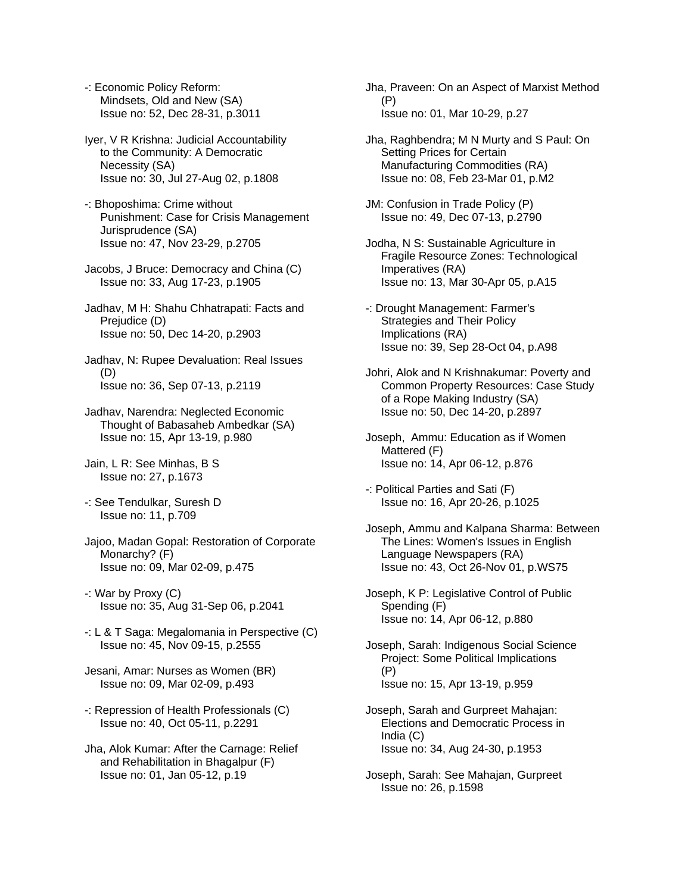-: Economic Policy Reform: Mindsets, Old and New (SA)
Issue no: 52, Dec 28-31, p.3011

Iyer, V R Krishna: Judicial Accountability to the Community: A Democratic Necessity (SA)
Issue no: 30, Jul 27-Aug 02, p.1808

-: Bhoposhima: Crime without Punishment: Case for Crisis Management Jurisprudence (SA)
Issue no: 47, Nov 23-29, p.2705

Jacobs, J Bruce: Democracy and China (C)
Issue no: 33, Aug 17-23, p.1905

Jadhav, M H: Shahu Chhatrapati: Facts and Prejudice (D)
Issue no: 50, Dec 14-20, p.2903

Jadhav, N: Rupee Devaluation: Real Issues (D)
Issue no: 36, Sep 07-13, p.2119

Jadhav, Narendra: Neglected Economic Thought of Babasaheb Ambedkar (SA)
Issue no: 15, Apr 13-19, p.980

Jain, L R: See Minhas, B S
Issue no: 27, p.1673

-: See Tendulkar, Suresh D
Issue no: 11, p.709

Jajoo, Madan Gopal: Restoration of Corporate Monarchy? (F)
Issue no: 09, Mar 02-09, p.475

-: War by Proxy (C)
Issue no: 35, Aug 31-Sep 06, p.2041

-: L & T Saga: Megalomania in Perspective (C)
Issue no: 45, Nov 09-15, p.2555

Jesani, Amar: Nurses as Women (BR)
Issue no: 09, Mar 02-09, p.493

-: Repression of Health Professionals (C)
Issue no: 40, Oct 05-11, p.2291

Jha, Alok Kumar: After the Carnage: Relief and Rehabilitation in Bhagalpur (F)
Issue no: 01, Jan 05-12, p.19

Jha, Praveen: On an Aspect of Marxist Method (P)
Issue no: 01, Mar 10-29, p.27

Jha, Raghbendra; M N Murty and S Paul: On Setting Prices for Certain Manufacturing Commodities (RA)
Issue no: 08, Feb 23-Mar 01, p.M2

JM: Confusion in Trade Policy (P)
Issue no: 49, Dec 07-13, p.2790

Jodha, N S: Sustainable Agriculture in Fragile Resource Zones: Technological Imperatives (RA)
Issue no: 13, Mar 30-Apr 05, p.A15

-: Drought Management: Farmer's Strategies and Their Policy Implications (RA)
Issue no: 39, Sep 28-Oct 04, p.A98

Johri, Alok and N Krishnakumar: Poverty and Common Property Resources: Case Study of a Rope Making Industry (SA)
Issue no: 50, Dec 14-20, p.2897

Joseph, Ammu: Education as if Women Mattered (F)
Issue no: 14, Apr 06-12, p.876

-: Political Parties and Sati (F)
Issue no: 16, Apr 20-26, p.1025

Joseph, Ammu and Kalpana Sharma: Between The Lines: Women's Issues in English Language Newspapers (RA)
Issue no: 43, Oct 26-Nov 01, p.WS75

Joseph, K P: Legislative Control of Public Spending (F)
Issue no: 14, Apr 06-12, p.880

Joseph, Sarah: Indigenous Social Science Project: Some Political Implications (P)
Issue no: 15, Apr 13-19, p.959

Joseph, Sarah and Gurpreet Mahajan: Elections and Democratic Process in India (C)
Issue no: 34, Aug 24-30, p.1953

Joseph, Sarah: See Mahajan, Gurpreet
Issue no: 26, p.1598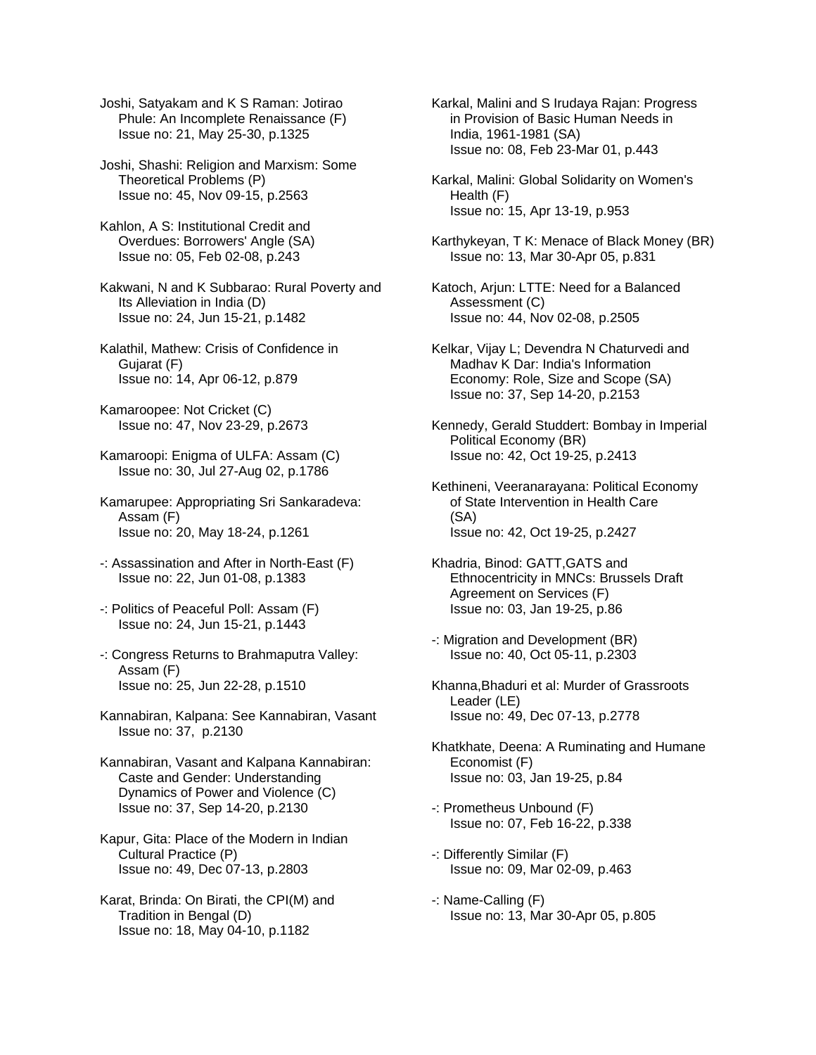Joshi, Satyakam and K S Raman: Jotirao Phule: An Incomplete Renaissance (F)
Issue no: 21, May 25-30, p.1325

Joshi, Shashi: Religion and Marxism: Some Theoretical Problems (P)
Issue no: 45, Nov 09-15, p.2563

Kahlon, A S: Institutional Credit and Overdues: Borrowers' Angle (SA)
Issue no: 05, Feb 02-08, p.243

Kakwani, N and K Subbarao: Rural Poverty and Its Alleviation in India (D)
Issue no: 24, Jun 15-21, p.1482

Kalathil, Mathew: Crisis of Confidence in Gujarat (F)
Issue no: 14, Apr 06-12, p.879

Kamaroopee: Not Cricket (C)
Issue no: 47, Nov 23-29, p.2673

Kamaroopi: Enigma of ULFA: Assam (C)
Issue no: 30, Jul 27-Aug 02, p.1786

Kamarupee: Appropriating Sri Sankaradeva: Assam (F)
Issue no: 20, May 18-24, p.1261

-: Assassination and After in North-East (F)
Issue no: 22, Jun 01-08, p.1383

-: Politics of Peaceful Poll: Assam (F)
Issue no: 24, Jun 15-21, p.1443

-: Congress Returns to Brahmaputra Valley: Assam (F)
Issue no: 25, Jun 22-28, p.1510

Kannabiran, Kalpana: See Kannabiran, Vasant
Issue no: 37, p.2130

Kannabiran, Vasant and Kalpana Kannabiran: Caste and Gender: Understanding Dynamics of Power and Violence (C)
Issue no: 37, Sep 14-20, p.2130

Kapur, Gita: Place of the Modern in Indian Cultural Practice (P)
Issue no: 49, Dec 07-13, p.2803

Karat, Brinda: On Birati, the CPI(M) and Tradition in Bengal (D)
Issue no: 18, May 04-10, p.1182

Karkal, Malini and S Irudaya Rajan: Progress in Provision of Basic Human Needs in India, 1961-1981 (SA)
Issue no: 08, Feb 23-Mar 01, p.443

Karkal, Malini: Global Solidarity on Women's Health (F)
Issue no: 15, Apr 13-19, p.953

Karthykeyan, T K: Menace of Black Money (BR)
Issue no: 13, Mar 30-Apr 05, p.831

Katoch, Arjun: LTTE: Need for a Balanced Assessment (C)
Issue no: 44, Nov 02-08, p.2505

Kelkar, Vijay L; Devendra N Chaturvedi and Madhav K Dar: India's Information Economy: Role, Size and Scope (SA)
Issue no: 37, Sep 14-20, p.2153

Kennedy, Gerald Studdert: Bombay in Imperial Political Economy (BR)
Issue no: 42, Oct 19-25, p.2413

Kethineni, Veeranarayana: Political Economy of State Intervention in Health Care (SA)
Issue no: 42, Oct 19-25, p.2427

Khadria, Binod: GATT,GATS and Ethnocentricity in MNCs: Brussels Draft Agreement on Services (F)
Issue no: 03, Jan 19-25, p.86

-: Migration and Development (BR)
Issue no: 40, Oct 05-11, p.2303

Khanna,Bhaduri et al: Murder of Grassroots Leader (LE)
Issue no: 49, Dec 07-13, p.2778

Khatkhate, Deena: A Ruminating and Humane Economist (F)
Issue no: 03, Jan 19-25, p.84

-: Prometheus Unbound (F)
Issue no: 07, Feb 16-22, p.338

-: Differently Similar (F)
Issue no: 09, Mar 02-09, p.463

-: Name-Calling (F)
Issue no: 13, Mar 30-Apr 05, p.805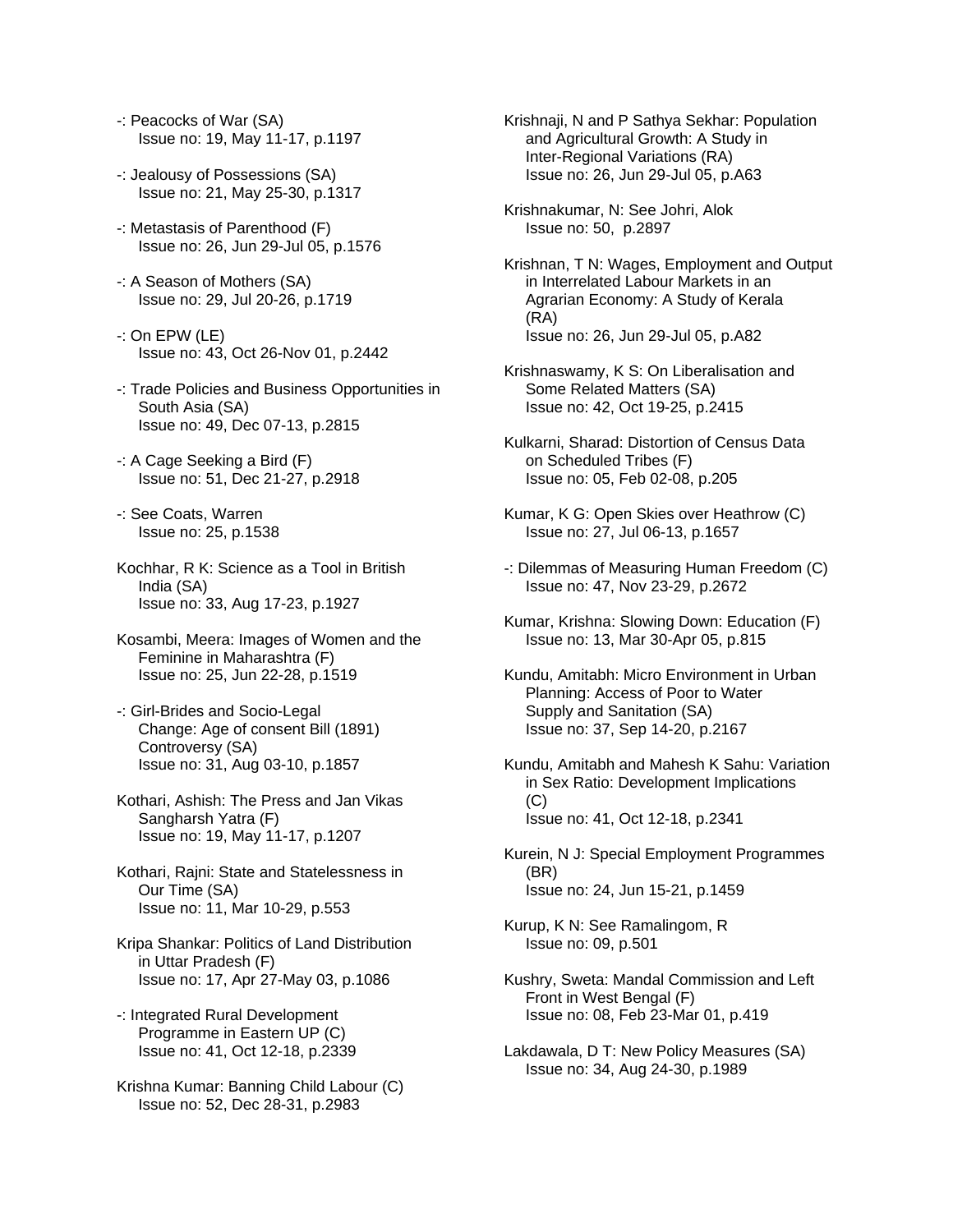-: Peacocks of War (SA)
Issue no: 19, May 11-17, p.1197

-: Jealousy of Possessions (SA)
Issue no: 21, May 25-30, p.1317

-: Metastasis of Parenthood (F)
Issue no: 26, Jun 29-Jul 05, p.1576

-: A Season of Mothers (SA)
Issue no: 29, Jul 20-26, p.1719

-: On EPW (LE)
Issue no: 43, Oct 26-Nov 01, p.2442

-: Trade Policies and Business Opportunities in South Asia (SA)
Issue no: 49, Dec 07-13, p.2815

-: A Cage Seeking a Bird (F)
Issue no: 51, Dec 21-27, p.2918

-: See Coats, Warren
Issue no: 25, p.1538

Kochhar, R K: Science as a Tool in British India (SA)
Issue no: 33, Aug 17-23, p.1927

Kosambi, Meera: Images of Women and the Feminine in Maharashtra (F)
Issue no: 25, Jun 22-28, p.1519

-: Girl-Brides and Socio-Legal Change: Age of consent Bill (1891) Controversy (SA)
Issue no: 31, Aug 03-10, p.1857

Kothari, Ashish: The Press and Jan Vikas Sangharsh Yatra (F)
Issue no: 19, May 11-17, p.1207

Kothari, Rajni: State and Statelessness in Our Time (SA)
Issue no: 11, Mar 10-29, p.553

Kripa Shankar: Politics of Land Distribution in Uttar Pradesh (F)
Issue no: 17, Apr 27-May 03, p.1086

-: Integrated Rural Development Programme in Eastern UP (C)
Issue no: 41, Oct 12-18, p.2339

Krishna Kumar: Banning Child Labour (C)
Issue no: 52, Dec 28-31, p.2983

Krishnaji, N and P Sathya Sekhar: Population and Agricultural Growth: A Study in Inter-Regional Variations (RA)
Issue no: 26, Jun 29-Jul 05, p.A63

Krishnakumar, N: See Johri, Alok
Issue no: 50, p.2897

Krishnan, T N: Wages, Employment and Output in Interrelated Labour Markets in an Agrarian Economy: A Study of Kerala (RA)
Issue no: 26, Jun 29-Jul 05, p.A82

Krishnaswamy, K S: On Liberalisation and Some Related Matters (SA)
Issue no: 42, Oct 19-25, p.2415

Kulkarni, Sharad: Distortion of Census Data on Scheduled Tribes (F)
Issue no: 05, Feb 02-08, p.205

Kumar, K G: Open Skies over Heathrow (C)
Issue no: 27, Jul 06-13, p.1657

-: Dilemmas of Measuring Human Freedom (C)
Issue no: 47, Nov 23-29, p.2672

Kumar, Krishna: Slowing Down: Education (F)
Issue no: 13, Mar 30-Apr 05, p.815

Kundu, Amitabh: Micro Environment in Urban Planning: Access of Poor to Water Supply and Sanitation (SA)
Issue no: 37, Sep 14-20, p.2167

Kundu, Amitabh and Mahesh K Sahu: Variation in Sex Ratio: Development Implications (C)
Issue no: 41, Oct 12-18, p.2341

Kurein, N J: Special Employment Programmes (BR)
Issue no: 24, Jun 15-21, p.1459

Kurup, K N: See Ramalingom, R
Issue no: 09, p.501

Kushry, Sweta: Mandal Commission and Left Front in West Bengal (F)
Issue no: 08, Feb 23-Mar 01, p.419

Lakdawala, D T: New Policy Measures (SA)
Issue no: 34, Aug 24-30, p.1989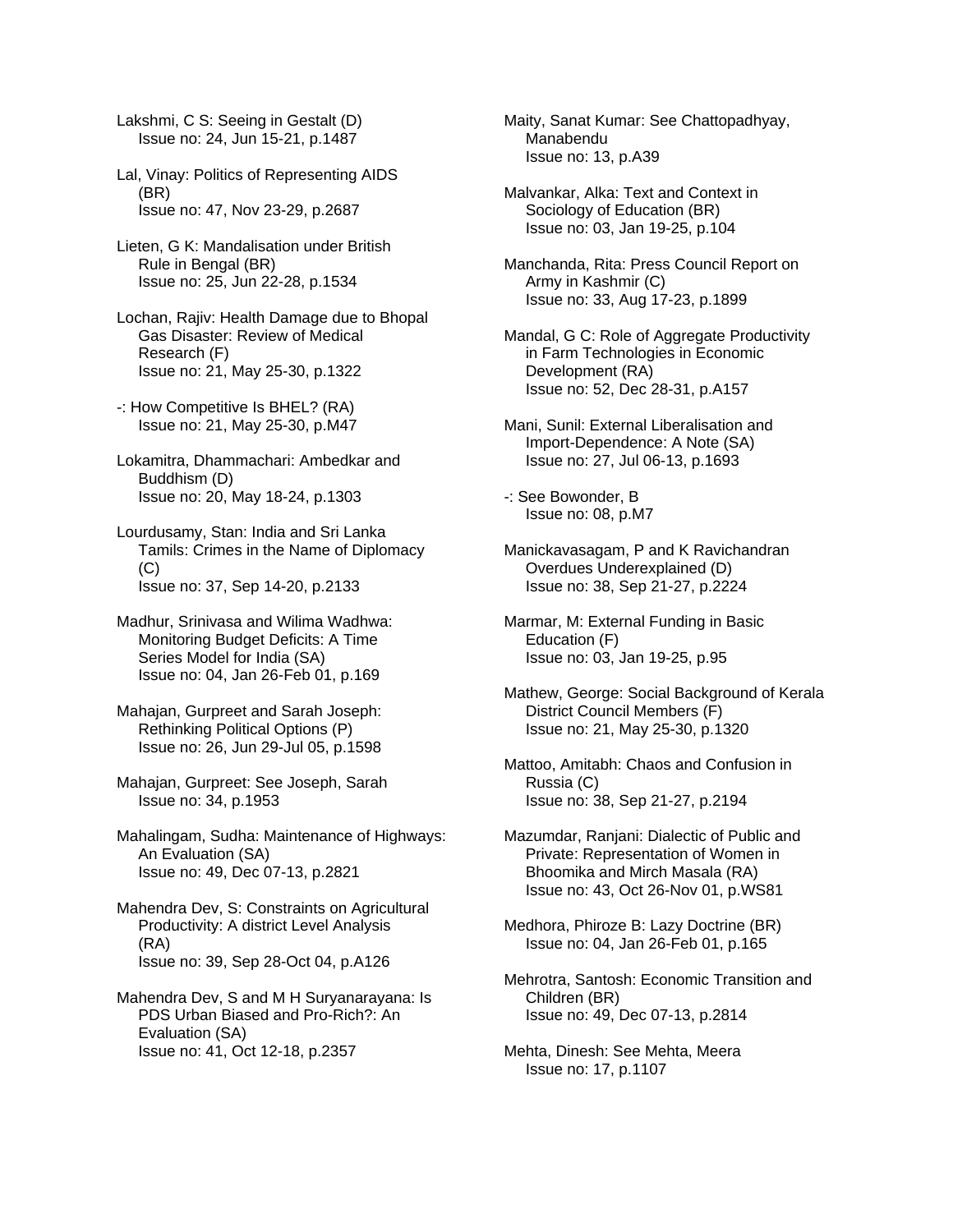Lakshmi, C S: Seeing in Gestalt (D)
Issue no: 24, Jun 15-21, p.1487

Lal, Vinay: Politics of Representing AIDS (BR)
Issue no: 47, Nov 23-29, p.2687

Lieten, G K: Mandalisation under British Rule in Bengal (BR)
Issue no: 25, Jun 22-28, p.1534

Lochan, Rajiv: Health Damage due to Bhopal Gas Disaster: Review of Medical Research (F)
Issue no: 21, May 25-30, p.1322

-: How Competitive Is BHEL? (RA)
Issue no: 21, May 25-30, p.M47

Lokamitra, Dhammachari: Ambedkar and Buddhism (D)
Issue no: 20, May 18-24, p.1303

Lourdusamy, Stan: India and Sri Lanka Tamils: Crimes in the Name of Diplomacy (C)
Issue no: 37, Sep 14-20, p.2133

Madhur, Srinivasa and Wilima Wadhwa: Monitoring Budget Deficits: A Time Series Model for India (SA)
Issue no: 04, Jan 26-Feb 01, p.169

Mahajan, Gurpreet and Sarah Joseph: Rethinking Political Options (P)
Issue no: 26, Jun 29-Jul 05, p.1598

Mahajan, Gurpreet: See Joseph, Sarah
Issue no: 34, p.1953

Mahalingam, Sudha: Maintenance of Highways: An Evaluation (SA)
Issue no: 49, Dec 07-13, p.2821

Mahendra Dev, S: Constraints on Agricultural Productivity: A district Level Analysis (RA)
Issue no: 39, Sep 28-Oct 04, p.A126

Mahendra Dev, S and M H Suryanarayana: Is PDS Urban Biased and Pro-Rich?: An Evaluation (SA)
Issue no: 41, Oct 12-18, p.2357

Maity, Sanat Kumar: See Chattopadhyay, Manabendu
Issue no: 13, p.A39

Malvankar, Alka: Text and Context in Sociology of Education (BR)
Issue no: 03, Jan 19-25, p.104

Manchanda, Rita: Press Council Report on Army in Kashmir (C)
Issue no: 33, Aug 17-23, p.1899

Mandal, G C: Role of Aggregate Productivity in Farm Technologies in Economic Development (RA)
Issue no: 52, Dec 28-31, p.A157

Mani, Sunil: External Liberalisation and Import-Dependence: A Note (SA)
Issue no: 27, Jul 06-13, p.1693

-: See Bowonder, B
Issue no: 08, p.M7

Manickavasagam, P and K Ravichandran Overdues Underexplained (D)
Issue no: 38, Sep 21-27, p.2224

Marmar, M: External Funding in Basic Education (F)
Issue no: 03, Jan 19-25, p.95

Mathew, George: Social Background of Kerala District Council Members (F)
Issue no: 21, May 25-30, p.1320

Mattoo, Amitabh: Chaos and Confusion in Russia (C)
Issue no: 38, Sep 21-27, p.2194

Mazumdar, Ranjani: Dialectic of Public and Private: Representation of Women in Bhoomika and Mirch Masala (RA)
Issue no: 43, Oct 26-Nov 01, p.WS81

Medhora, Phiroze B: Lazy Doctrine (BR)
Issue no: 04, Jan 26-Feb 01, p.165

Mehrotra, Santosh: Economic Transition and Children (BR)
Issue no: 49, Dec 07-13, p.2814

Mehta, Dinesh: See Mehta, Meera
Issue no: 17, p.1107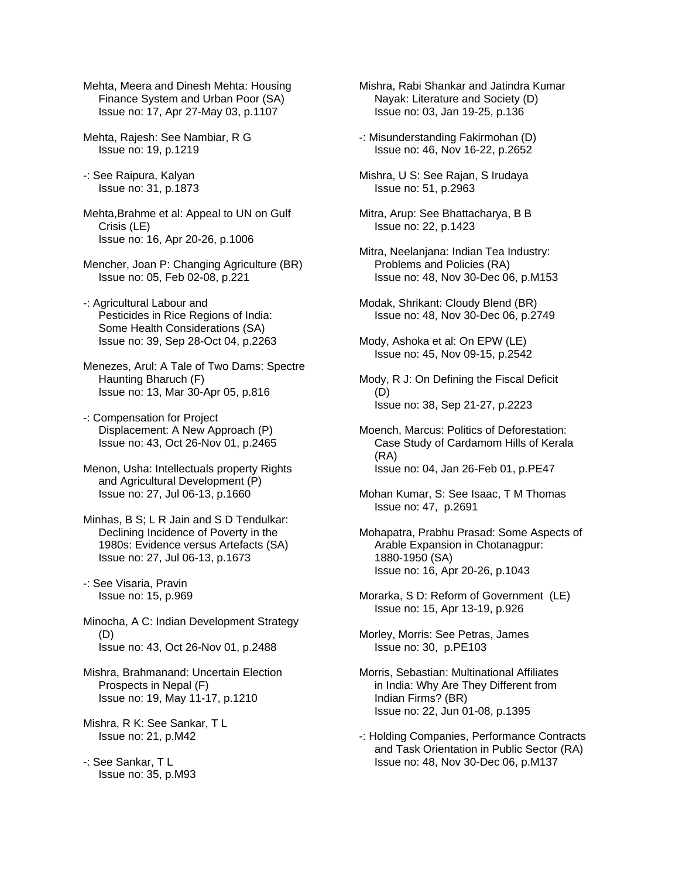Mehta, Meera and Dinesh Mehta: Housing Finance System and Urban Poor (SA)
Issue no: 17, Apr 27-May 03, p.1107

Mehta, Rajesh: See Nambiar, R G
Issue no: 19, p.1219

-: See Raipura, Kalyan
Issue no: 31, p.1873

Mehta,Brahme et al: Appeal to UN on Gulf Crisis (LE)
Issue no: 16, Apr 20-26, p.1006

Mencher, Joan P: Changing Agriculture (BR)
Issue no: 05, Feb 02-08, p.221

-: Agricultural Labour and Pesticides in Rice Regions of India: Some Health Considerations (SA)
Issue no: 39, Sep 28-Oct 04, p.2263

Menezes, Arul: A Tale of Two Dams: Spectre Haunting Bharuch (F)
Issue no: 13, Mar 30-Apr 05, p.816

-: Compensation for Project Displacement: A New Approach (P)
Issue no: 43, Oct 26-Nov 01, p.2465

Menon, Usha: Intellectuals property Rights and Agricultural Development (P)
Issue no: 27, Jul 06-13, p.1660

Minhas, B S; L R Jain and S D Tendulkar: Declining Incidence of Poverty in the 1980s: Evidence versus Artefacts (SA)
Issue no: 27, Jul 06-13, p.1673

-: See Visaria, Pravin
Issue no: 15, p.969

Minocha, A C: Indian Development Strategy (D)
Issue no: 43, Oct 26-Nov 01, p.2488

Mishra, Brahmanand: Uncertain Election Prospects in Nepal (F)
Issue no: 19, May 11-17, p.1210

Mishra, R K: See Sankar, T L
Issue no: 21, p.M42

-: See Sankar, T L
Issue no: 35, p.M93

Mishra, Rabi Shankar and Jatindra Kumar Nayak: Literature and Society (D)
Issue no: 03, Jan 19-25, p.136

-: Misunderstanding Fakirmohan (D)
Issue no: 46, Nov 16-22, p.2652

Mishra, U S: See Rajan, S Irudaya
Issue no: 51, p.2963

Mitra, Arup: See Bhattacharya, B B
Issue no: 22, p.1423

Mitra, Neelanjana: Indian Tea Industry: Problems and Policies (RA)
Issue no: 48, Nov 30-Dec 06, p.M153

Modak, Shrikant: Cloudy Blend (BR)
Issue no: 48, Nov 30-Dec 06, p.2749

Mody, Ashoka et al: On EPW (LE)
Issue no: 45, Nov 09-15, p.2542

Mody, R J: On Defining the Fiscal Deficit (D)
Issue no: 38, Sep 21-27, p.2223

Moench, Marcus: Politics of Deforestation: Case Study of Cardamom Hills of Kerala (RA)
Issue no: 04, Jan 26-Feb 01, p.PE47

Mohan Kumar, S: See Isaac, T M Thomas
Issue no: 47, p.2691

Mohapatra, Prabhu Prasad: Some Aspects of Arable Expansion in Chotanagpur: 1880-1950 (SA)
Issue no: 16, Apr 20-26, p.1043

Morarka, S D: Reform of Government (LE)
Issue no: 15, Apr 13-19, p.926

Morley, Morris: See Petras, James
Issue no: 30, p.PE103

Morris, Sebastian: Multinational Affiliates in India: Why Are They Different from Indian Firms? (BR)
Issue no: 22, Jun 01-08, p.1395

-: Holding Companies, Performance Contracts and Task Orientation in Public Sector (RA)
Issue no: 48, Nov 30-Dec 06, p.M137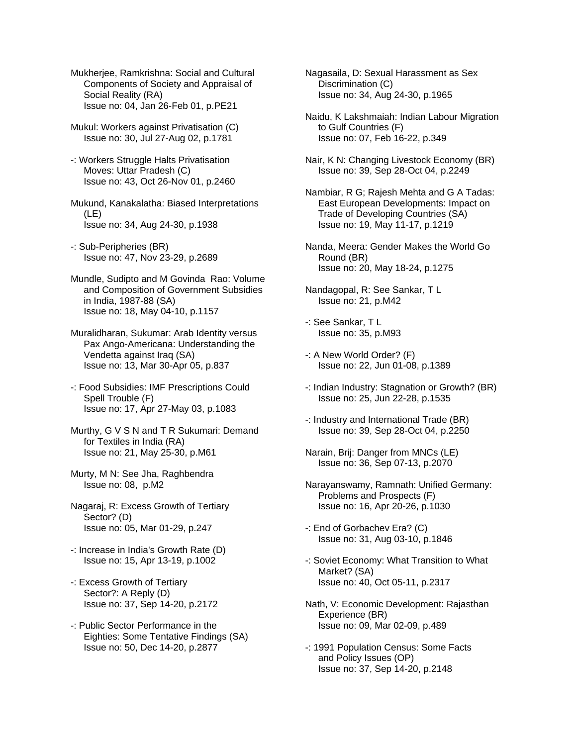Mukherjee, Ramkrishna: Social and Cultural Components of Society and Appraisal of Social Reality (RA)
Issue no: 04, Jan 26-Feb 01, p.PE21

Mukul: Workers against Privatisation (C)
Issue no: 30, Jul 27-Aug 02, p.1781

-: Workers Struggle Halts Privatisation Moves: Uttar Pradesh (C)
Issue no: 43, Oct 26-Nov 01, p.2460

Mukund, Kanakalatha: Biased Interpretations (LE)
Issue no: 34, Aug 24-30, p.1938

-: Sub-Peripheries (BR)
Issue no: 47, Nov 23-29, p.2689

Mundle, Sudipto and M Govinda Rao: Volume and Composition of Government Subsidies in India, 1987-88 (SA)
Issue no: 18, May 04-10, p.1157

Muralidharan, Sukumar: Arab Identity versus Pax Ango-Americana: Understanding the Vendetta against Iraq (SA)
Issue no: 13, Mar 30-Apr 05, p.837

-: Food Subsidies: IMF Prescriptions Could Spell Trouble (F)
Issue no: 17, Apr 27-May 03, p.1083

Murthy, G V S N and T R Sukumari: Demand for Textiles in India (RA)
Issue no: 21, May 25-30, p.M61

Murty, M N: See Jha, Raghbendra
Issue no: 08, p.M2

Nagaraj, R: Excess Growth of Tertiary Sector? (D)
Issue no: 05, Mar 01-29, p.247

-: Increase in India's Growth Rate (D)
Issue no: 15, Apr 13-19, p.1002

-: Excess Growth of Tertiary Sector?: A Reply (D)
Issue no: 37, Sep 14-20, p.2172

-: Public Sector Performance in the Eighties: Some Tentative Findings (SA)
Issue no: 50, Dec 14-20, p.2877

Nagasaila, D: Sexual Harassment as Sex Discrimination (C)
Issue no: 34, Aug 24-30, p.1965

Naidu, K Lakshmaiah: Indian Labour Migration to Gulf Countries (F)
Issue no: 07, Feb 16-22, p.349

Nair, K N: Changing Livestock Economy (BR)
Issue no: 39, Sep 28-Oct 04, p.2249

Nambiar, R G; Rajesh Mehta and G A Tadas: East European Developments: Impact on Trade of Developing Countries (SA)
Issue no: 19, May 11-17, p.1219

Nanda, Meera: Gender Makes the World Go Round (BR)
Issue no: 20, May 18-24, p.1275

Nandagopal, R: See Sankar, T L
Issue no: 21, p.M42

-: See Sankar, T L
Issue no: 35, p.M93

-: A New World Order? (F)
Issue no: 22, Jun 01-08, p.1389

-: Indian Industry: Stagnation or Growth? (BR)
Issue no: 25, Jun 22-28, p.1535

-: Industry and International Trade (BR)
Issue no: 39, Sep 28-Oct 04, p.2250

Narain, Brij: Danger from MNCs (LE)
Issue no: 36, Sep 07-13, p.2070

Narayanswamy, Ramnath: Unified Germany: Problems and Prospects (F)
Issue no: 16, Apr 20-26, p.1030

-: End of Gorbachev Era? (C)
Issue no: 31, Aug 03-10, p.1846

-: Soviet Economy: What Transition to What Market? (SA)
Issue no: 40, Oct 05-11, p.2317

Nath, V: Economic Development: Rajasthan Experience (BR)
Issue no: 09, Mar 02-09, p.489

-: 1991 Population Census: Some Facts and Policy Issues (OP)
Issue no: 37, Sep 14-20, p.2148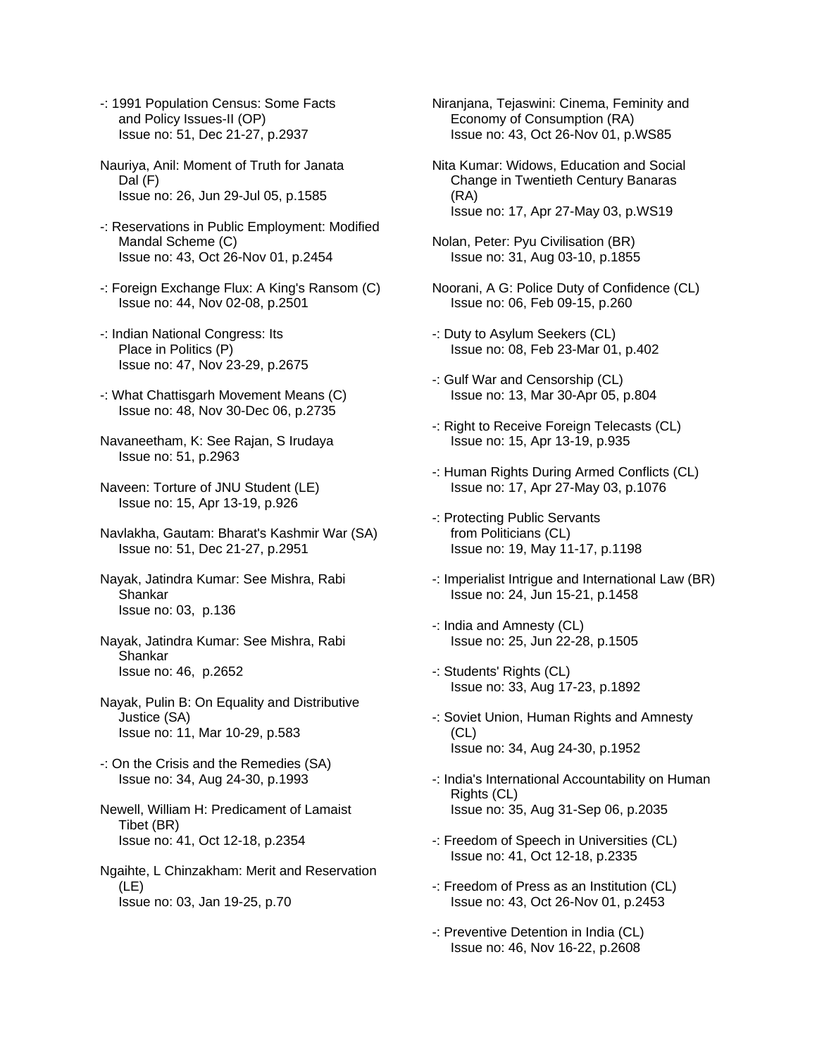-: 1991 Population Census: Some Facts and Policy Issues-II (OP)
Issue no: 51, Dec 21-27, p.2937

Nauriya, Anil: Moment of Truth for Janata Dal (F)
Issue no: 26, Jun 29-Jul 05, p.1585

-: Reservations in Public Employment: Modified Mandal Scheme (C)
Issue no: 43, Oct 26-Nov 01, p.2454

-: Foreign Exchange Flux: A King's Ransom (C)
Issue no: 44, Nov 02-08, p.2501

-: Indian National Congress: Its Place in Politics (P)
Issue no: 47, Nov 23-29, p.2675

-: What Chattisgarh Movement Means (C)
Issue no: 48, Nov 30-Dec 06, p.2735

Navaneetham, K: See Rajan, S Irudaya
Issue no: 51, p.2963

Naveen: Torture of JNU Student (LE)
Issue no: 15, Apr 13-19, p.926

Navlakha, Gautam: Bharat's Kashmir War (SA)
Issue no: 51, Dec 21-27, p.2951

Nayak, Jatindra Kumar: See Mishra, Rabi Shankar
Issue no: 03, p.136

Nayak, Jatindra Kumar: See Mishra, Rabi Shankar
Issue no: 46, p.2652

Nayak, Pulin B: On Equality and Distributive Justice (SA)
Issue no: 11, Mar 10-29, p.583

-: On the Crisis and the Remedies (SA)
Issue no: 34, Aug 24-30, p.1993

Newell, William H: Predicament of Lamaist Tibet (BR)
Issue no: 41, Oct 12-18, p.2354

Ngaihte, L Chinzakham: Merit and Reservation (LE)
Issue no: 03, Jan 19-25, p.70

Niranjana, Tejaswini: Cinema, Feminity and Economy of Consumption (RA)
Issue no: 43, Oct 26-Nov 01, p.WS85

Nita Kumar: Widows, Education and Social Change in Twentieth Century Banaras (RA)
Issue no: 17, Apr 27-May 03, p.WS19

Nolan, Peter: Pyu Civilisation (BR)
Issue no: 31, Aug 03-10, p.1855

Noorani, A G: Police Duty of Confidence (CL)
Issue no: 06, Feb 09-15, p.260

-: Duty to Asylum Seekers (CL)
Issue no: 08, Feb 23-Mar 01, p.402

-: Gulf War and Censorship (CL)
Issue no: 13, Mar 30-Apr 05, p.804

-: Right to Receive Foreign Telecasts (CL)
Issue no: 15, Apr 13-19, p.935

-: Human Rights During Armed Conflicts (CL)
Issue no: 17, Apr 27-May 03, p.1076

-: Protecting Public Servants from Politicians (CL)
Issue no: 19, May 11-17, p.1198

-: Imperialist Intrigue and International Law (BR)
Issue no: 24, Jun 15-21, p.1458

-: India and Amnesty (CL)
Issue no: 25, Jun 22-28, p.1505

-: Students' Rights (CL)
Issue no: 33, Aug 17-23, p.1892

-: Soviet Union, Human Rights and Amnesty (CL)
Issue no: 34, Aug 24-30, p.1952

-: India's International Accountability on Human Rights (CL)
Issue no: 35, Aug 31-Sep 06, p.2035

-: Freedom of Speech in Universities (CL)
Issue no: 41, Oct 12-18, p.2335

-: Freedom of Press as an Institution (CL)
Issue no: 43, Oct 26-Nov 01, p.2453

-: Preventive Detention in India (CL)
Issue no: 46, Nov 16-22, p.2608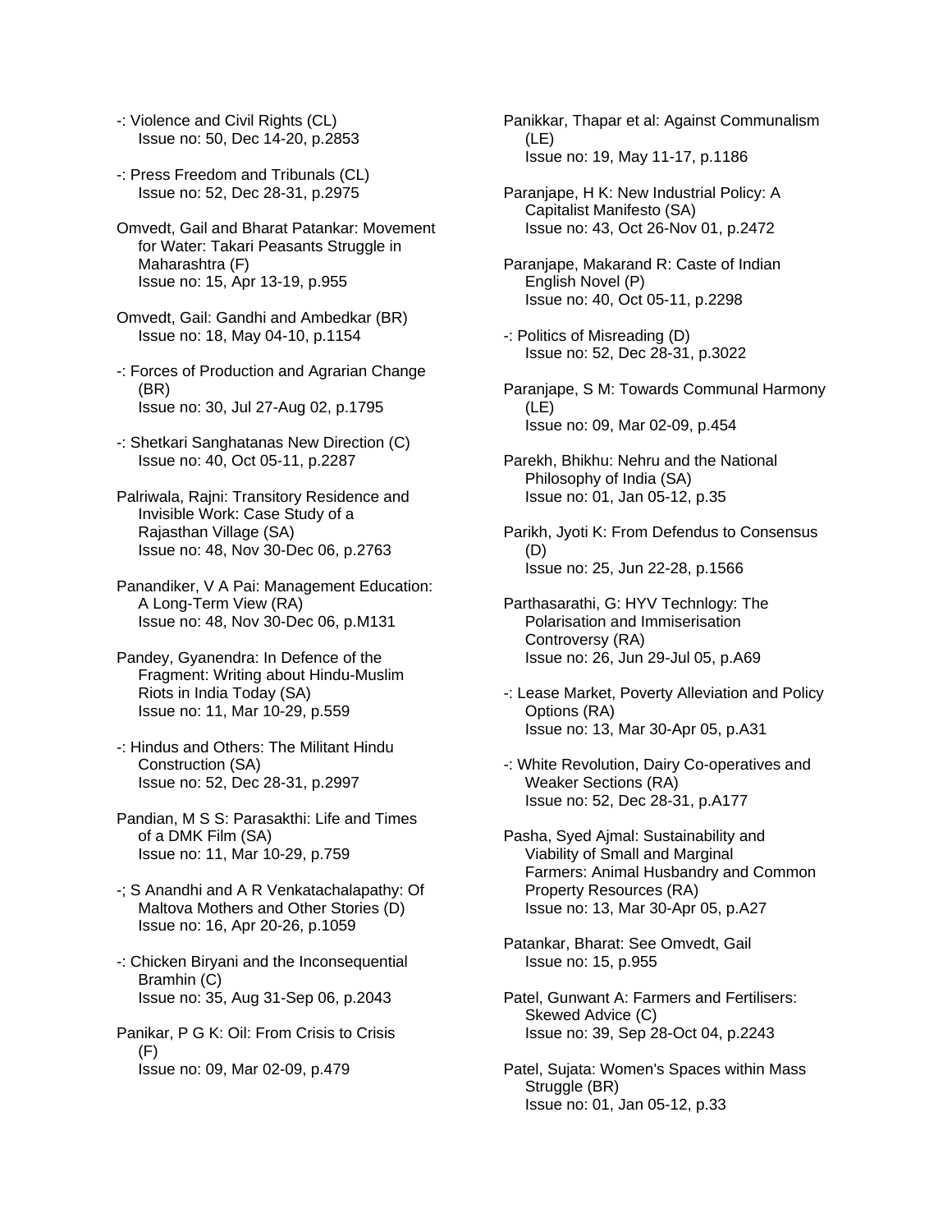-: Violence and Civil Rights (CL)
Issue no: 50, Dec 14-20, p.2853

-: Press Freedom and Tribunals (CL)
Issue no: 52, Dec 28-31, p.2975

Omvedt, Gail and Bharat Patankar: Movement for Water: Takari Peasants Struggle in Maharashtra (F)
Issue no: 15, Apr 13-19, p.955

Omvedt, Gail: Gandhi and Ambedkar (BR)
Issue no: 18, May 04-10, p.1154

-: Forces of Production and Agrarian Change (BR)
Issue no: 30, Jul 27-Aug 02, p.1795

-: Shetkari Sanghatanas New Direction (C)
Issue no: 40, Oct 05-11, p.2287

Palriwala, Rajni: Transitory Residence and Invisible Work: Case Study of a Rajasthan Village (SA)
Issue no: 48, Nov 30-Dec 06, p.2763

Panandiker, V A Pai: Management Education: A Long-Term View (RA)
Issue no: 48, Nov 30-Dec 06, p.M131

Pandey, Gyanendra: In Defence of the Fragment: Writing about Hindu-Muslim Riots in India Today (SA)
Issue no: 11, Mar 10-29, p.559

-: Hindus and Others: The Militant Hindu Construction (SA)
Issue no: 52, Dec 28-31, p.2997

Pandian, M S S: Parasakthi: Life and Times of a DMK Film (SA)
Issue no: 11, Mar 10-29, p.759

-; S Anandhi and A R Venkatachalapathy: Of Maltova Mothers and Other Stories (D)
Issue no: 16, Apr 20-26, p.1059

-: Chicken Biryani and the Inconsequential Bramhin (C)
Issue no: 35, Aug 31-Sep 06, p.2043

Panikar, P G K: Oil: From Crisis to Crisis (F)
Issue no: 09, Mar 02-09, p.479

Panikkar, Thapar et al: Against Communalism (LE)
Issue no: 19, May 11-17, p.1186

Paranjape, H K: New Industrial Policy: A Capitalist Manifesto (SA)
Issue no: 43, Oct 26-Nov 01, p.2472

Paranjape, Makarand R: Caste of Indian English Novel (P)
Issue no: 40, Oct 05-11, p.2298

-: Politics of Misreading (D)
Issue no: 52, Dec 28-31, p.3022

Paranjape, S M: Towards Communal Harmony (LE)
Issue no: 09, Mar 02-09, p.454

Parekh, Bhikhu: Nehru and the National Philosophy of India (SA)
Issue no: 01, Jan 05-12, p.35

Parikh, Jyoti K: From Defendus to Consensus (D)
Issue no: 25, Jun 22-28, p.1566

Parthasarathi, G: HYV Technlogy: The Polarisation and Immiserisation Controversy (RA)
Issue no: 26, Jun 29-Jul 05, p.A69

-: Lease Market, Poverty Alleviation and Policy Options (RA)
Issue no: 13, Mar 30-Apr 05, p.A31

-: White Revolution, Dairy Co-operatives and Weaker Sections (RA)
Issue no: 52, Dec 28-31, p.A177

Pasha, Syed Ajmal: Sustainability and Viability of Small and Marginal Farmers: Animal Husbandry and Common Property Resources (RA)
Issue no: 13, Mar 30-Apr 05, p.A27

Patankar, Bharat: See Omvedt, Gail
Issue no: 15, p.955

Patel, Gunwant A: Farmers and Fertilisers: Skewed Advice (C)
Issue no: 39, Sep 28-Oct 04, p.2243

Patel, Sujata: Women's Spaces within Mass Struggle (BR)
Issue no: 01, Jan 05-12, p.33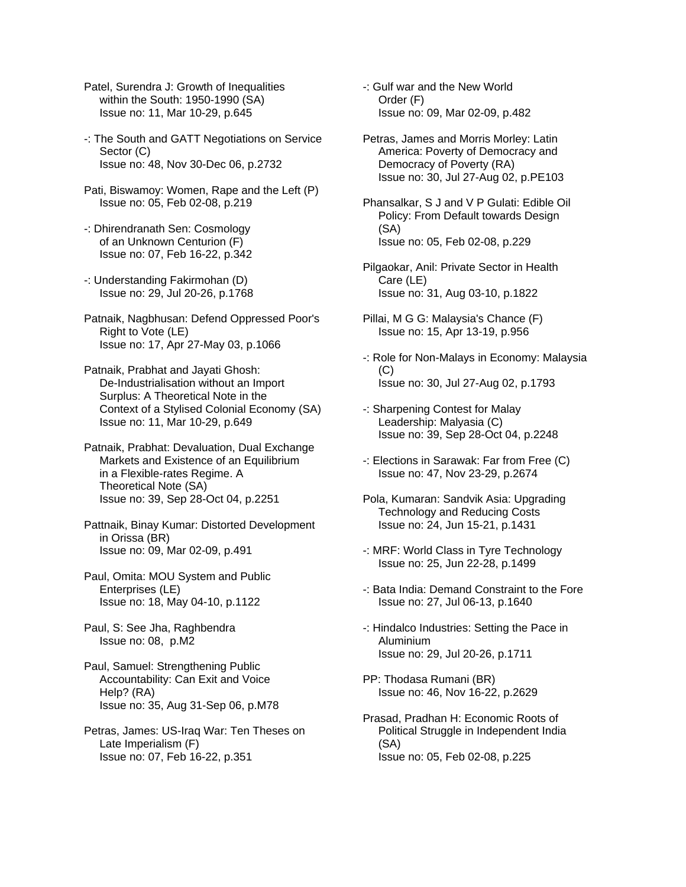Patel, Surendra J: Growth of Inequalities within the South: 1950-1990 (SA)
Issue no: 11, Mar 10-29, p.645

-: The South and GATT Negotiations on Service Sector (C)
Issue no: 48, Nov 30-Dec 06, p.2732

Pati, Biswamoy: Women, Rape and the Left (P)
Issue no: 05, Feb 02-08, p.219

-: Dhirendranath Sen: Cosmology of an Unknown Centurion (F)
Issue no: 07, Feb 16-22, p.342

-: Understanding Fakirmohan (D)
Issue no: 29, Jul 20-26, p.1768

Patnaik, Nagbhusan: Defend Oppressed Poor's Right to Vote (LE)
Issue no: 17, Apr 27-May 03, p.1066

Patnaik, Prabhat and Jayati Ghosh: De-Industrialisation without an Import Surplus: A Theoretical Note in the Context of a Stylised Colonial Economy (SA)
Issue no: 11, Mar 10-29, p.649

Patnaik, Prabhat: Devaluation, Dual Exchange Markets and Existence of an Equilibrium in a Flexible-rates Regime. A Theoretical Note (SA)
Issue no: 39, Sep 28-Oct 04, p.2251

Pattnaik, Binay Kumar: Distorted Development in Orissa (BR)
Issue no: 09, Mar 02-09, p.491

Paul, Omita: MOU System and Public Enterprises (LE)
Issue no: 18, May 04-10, p.1122

Paul, S: See Jha, Raghbendra
Issue no: 08, p.M2

Paul, Samuel: Strengthening Public Accountability: Can Exit and Voice Help? (RA)
Issue no: 35, Aug 31-Sep 06, p.M78

Petras, James: US-Iraq War: Ten Theses on Late Imperialism (F)
Issue no: 07, Feb 16-22, p.351

-: Gulf war and the New World Order (F)
Issue no: 09, Mar 02-09, p.482

Petras, James and Morris Morley: Latin America: Poverty of Democracy and Democracy of Poverty (RA)
Issue no: 30, Jul 27-Aug 02, p.PE103

Phansalkar, S J and V P Gulati: Edible Oil Policy: From Default towards Design (SA)
Issue no: 05, Feb 02-08, p.229

Pilgaokar, Anil: Private Sector in Health Care (LE)
Issue no: 31, Aug 03-10, p.1822

Pillai, M G G: Malaysia's Chance (F)
Issue no: 15, Apr 13-19, p.956

-: Role for Non-Malays in Economy: Malaysia (C)
Issue no: 30, Jul 27-Aug 02, p.1793

-: Sharpening Contest for Malay Leadership: Malyasia (C)
Issue no: 39, Sep 28-Oct 04, p.2248

-: Elections in Sarawak: Far from Free (C)
Issue no: 47, Nov 23-29, p.2674

Pola, Kumaran: Sandvik Asia: Upgrading Technology and Reducing Costs
Issue no: 24, Jun 15-21, p.1431

-: MRF: World Class in Tyre Technology
Issue no: 25, Jun 22-28, p.1499

-: Bata India: Demand Constraint to the Fore
Issue no: 27, Jul 06-13, p.1640

-: Hindalco Industries: Setting the Pace in Aluminium
Issue no: 29, Jul 20-26, p.1711

PP: Thodasa Rumani (BR)
Issue no: 46, Nov 16-22, p.2629

Prasad, Pradhan H: Economic Roots of Political Struggle in Independent India (SA)
Issue no: 05, Feb 02-08, p.225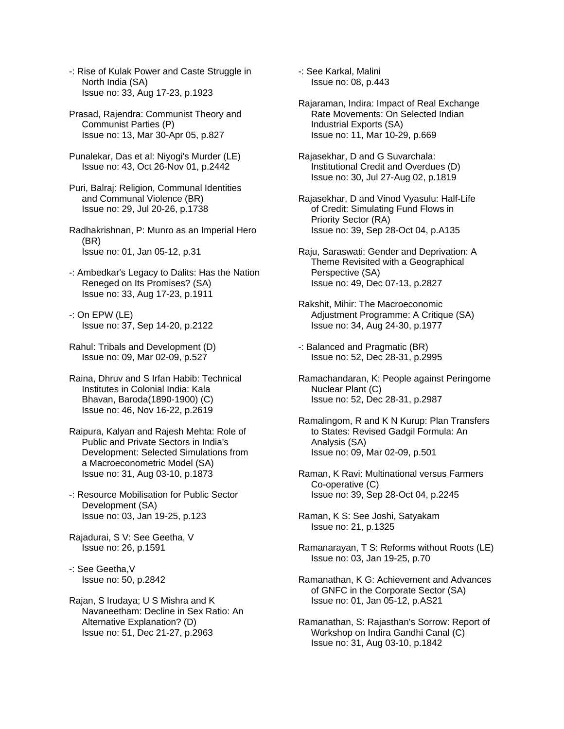-: Rise of Kulak Power and Caste Struggle in North India (SA)
Issue no: 33, Aug 17-23, p.1923

Prasad, Rajendra: Communist Theory and Communist Parties (P)
Issue no: 13, Mar 30-Apr 05, p.827

Punalekar, Das et al: Niyogi's Murder (LE)
Issue no: 43, Oct 26-Nov 01, p.2442

Puri, Balraj: Religion, Communal Identities and Communal Violence (BR)
Issue no: 29, Jul 20-26, p.1738

Radhakrishnan, P: Munro as an Imperial Hero (BR)
Issue no: 01, Jan 05-12, p.31

-: Ambedkar's Legacy to Dalits: Has the Nation Reneged on Its Promises? (SA)
Issue no: 33, Aug 17-23, p.1911

-: On EPW (LE)
Issue no: 37, Sep 14-20, p.2122

Rahul: Tribals and Development (D)
Issue no: 09, Mar 02-09, p.527

Raina, Dhruv and S Irfan Habib: Technical Institutes in Colonial India: Kala Bhavan, Baroda(1890-1900) (C)
Issue no: 46, Nov 16-22, p.2619

Raipura, Kalyan and Rajesh Mehta: Role of Public and Private Sectors in India's Development: Selected Simulations from a Macroeconometric Model (SA)
Issue no: 31, Aug 03-10, p.1873

-: Resource Mobilisation for Public Sector Development (SA)
Issue no: 03, Jan 19-25, p.123

Rajadurai, S V: See Geetha, V
Issue no: 26, p.1591

-: See Geetha,V
Issue no: 50, p.2842

Rajan, S Irudaya; U S Mishra and K Navaneetham: Decline in Sex Ratio: An Alternative Explanation? (D)
Issue no: 51, Dec 21-27, p.2963

-: See Karkal, Malini
Issue no: 08, p.443

Rajaraman, Indira: Impact of Real Exchange Rate Movements: On Selected Indian Industrial Exports (SA)
Issue no: 11, Mar 10-29, p.669

Rajasekhar, D and G Suvarchala: Institutional Credit and Overdues (D)
Issue no: 30, Jul 27-Aug 02, p.1819

Rajasekhar, D and Vinod Vyasulu: Half-Life of Credit: Simulating Fund Flows in Priority Sector (RA)
Issue no: 39, Sep 28-Oct 04, p.A135

Raju, Saraswati: Gender and Deprivation: A Theme Revisited with a Geographical Perspective (SA)
Issue no: 49, Dec 07-13, p.2827

Rakshit, Mihir: The Macroeconomic Adjustment Programme: A Critique (SA)
Issue no: 34, Aug 24-30, p.1977

-: Balanced and Pragmatic (BR)
Issue no: 52, Dec 28-31, p.2995

Ramachandaran, K: People against Peringome Nuclear Plant (C)
Issue no: 52, Dec 28-31, p.2987

Ramalingom, R and K N Kurup: Plan Transfers to States: Revised Gadgil Formula: An Analysis (SA)
Issue no: 09, Mar 02-09, p.501

Raman, K Ravi: Multinational versus Farmers Co-operative (C)
Issue no: 39, Sep 28-Oct 04, p.2245

Raman, K S: See Joshi, Satyakam
Issue no: 21, p.1325

Ramanarayan, T S: Reforms without Roots (LE)
Issue no: 03, Jan 19-25, p.70

Ramanathan, K G: Achievement and Advances of GNFC in the Corporate Sector (SA)
Issue no: 01, Jan 05-12, p.AS21

Ramanathan, S: Rajasthan's Sorrow: Report of Workshop on Indira Gandhi Canal (C)
Issue no: 31, Aug 03-10, p.1842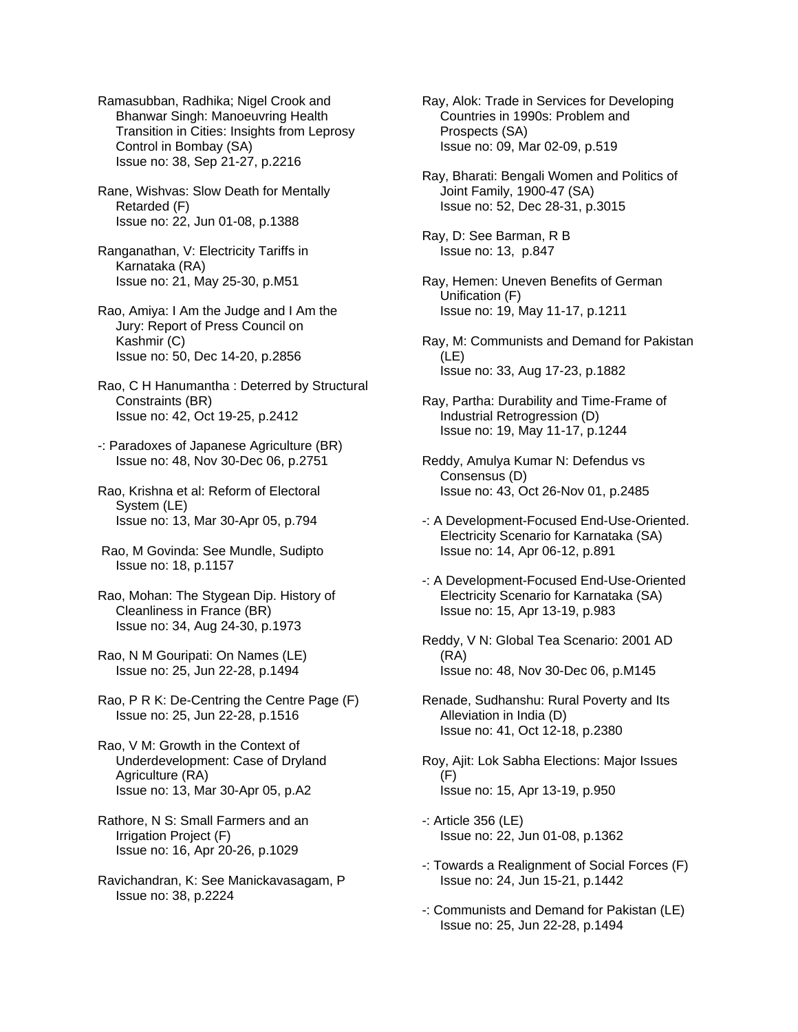Ramasubban, Radhika; Nigel Crook and Bhanwar Singh: Manoeuvring Health Transition in Cities: Insights from Leprosy Control in Bombay (SA)
Issue no: 38, Sep 21-27, p.2216

Rane, Wishvas: Slow Death for Mentally Retarded (F)
Issue no: 22, Jun 01-08, p.1388

Ranganathan, V: Electricity Tariffs in Karnataka (RA)
Issue no: 21, May 25-30, p.M51

Rao, Amiya: I Am the Judge and I Am the Jury: Report of Press Council on Kashmir (C)
Issue no: 50, Dec 14-20, p.2856

Rao, C H Hanumantha : Deterred by Structural Constraints (BR)
Issue no: 42, Oct 19-25, p.2412

-: Paradoxes of Japanese Agriculture (BR)
Issue no: 48, Nov 30-Dec 06, p.2751

Rao, Krishna et al: Reform of Electoral System (LE)
Issue no: 13, Mar 30-Apr 05, p.794

Rao, M Govinda: See Mundle, Sudipto
Issue no: 18, p.1157

Rao, Mohan: The Stygean Dip. History of Cleanliness in France (BR)
Issue no: 34, Aug 24-30, p.1973

Rao, N M Gouripati: On Names (LE)
Issue no: 25, Jun 22-28, p.1494

Rao, P R K: De-Centring the Centre Page (F)
Issue no: 25, Jun 22-28, p.1516

Rao, V M: Growth in the Context of Underdevelopment: Case of Dryland Agriculture (RA)
Issue no: 13, Mar 30-Apr 05, p.A2

Rathore, N S: Small Farmers and an Irrigation Project (F)
Issue no: 16, Apr 20-26, p.1029

Ravichandran, K: See Manickavasagam, P
Issue no: 38, p.2224

Ray, Alok: Trade in Services for Developing Countries in 1990s: Problem and Prospects (SA)
Issue no: 09, Mar 02-09, p.519

Ray, Bharati: Bengali Women and Politics of Joint Family, 1900-47 (SA)
Issue no: 52, Dec 28-31, p.3015

Ray, D: See Barman, R B
Issue no: 13, p.847

Ray, Hemen: Uneven Benefits of German Unification (F)
Issue no: 19, May 11-17, p.1211

Ray, M: Communists and Demand for Pakistan (LE)
Issue no: 33, Aug 17-23, p.1882

Ray, Partha: Durability and Time-Frame of Industrial Retrogression (D)
Issue no: 19, May 11-17, p.1244

Reddy, Amulya Kumar N: Defendus vs Consensus (D)
Issue no: 43, Oct 26-Nov 01, p.2485

-: A Development-Focused End-Use-Oriented. Electricity Scenario for Karnataka (SA)
Issue no: 14, Apr 06-12, p.891

-: A Development-Focused End-Use-Oriented Electricity Scenario for Karnataka (SA)
Issue no: 15, Apr 13-19, p.983

Reddy, V N: Global Tea Scenario: 2001 AD (RA)
Issue no: 48, Nov 30-Dec 06, p.M145

Renade, Sudhanshu: Rural Poverty and Its Alleviation in India (D)
Issue no: 41, Oct 12-18, p.2380

Roy, Ajit: Lok Sabha Elections: Major Issues (F)
Issue no: 15, Apr 13-19, p.950

-: Article 356 (LE)
Issue no: 22, Jun 01-08, p.1362

-: Towards a Realignment of Social Forces (F)
Issue no: 24, Jun 15-21, p.1442

-: Communists and Demand for Pakistan (LE)
Issue no: 25, Jun 22-28, p.1494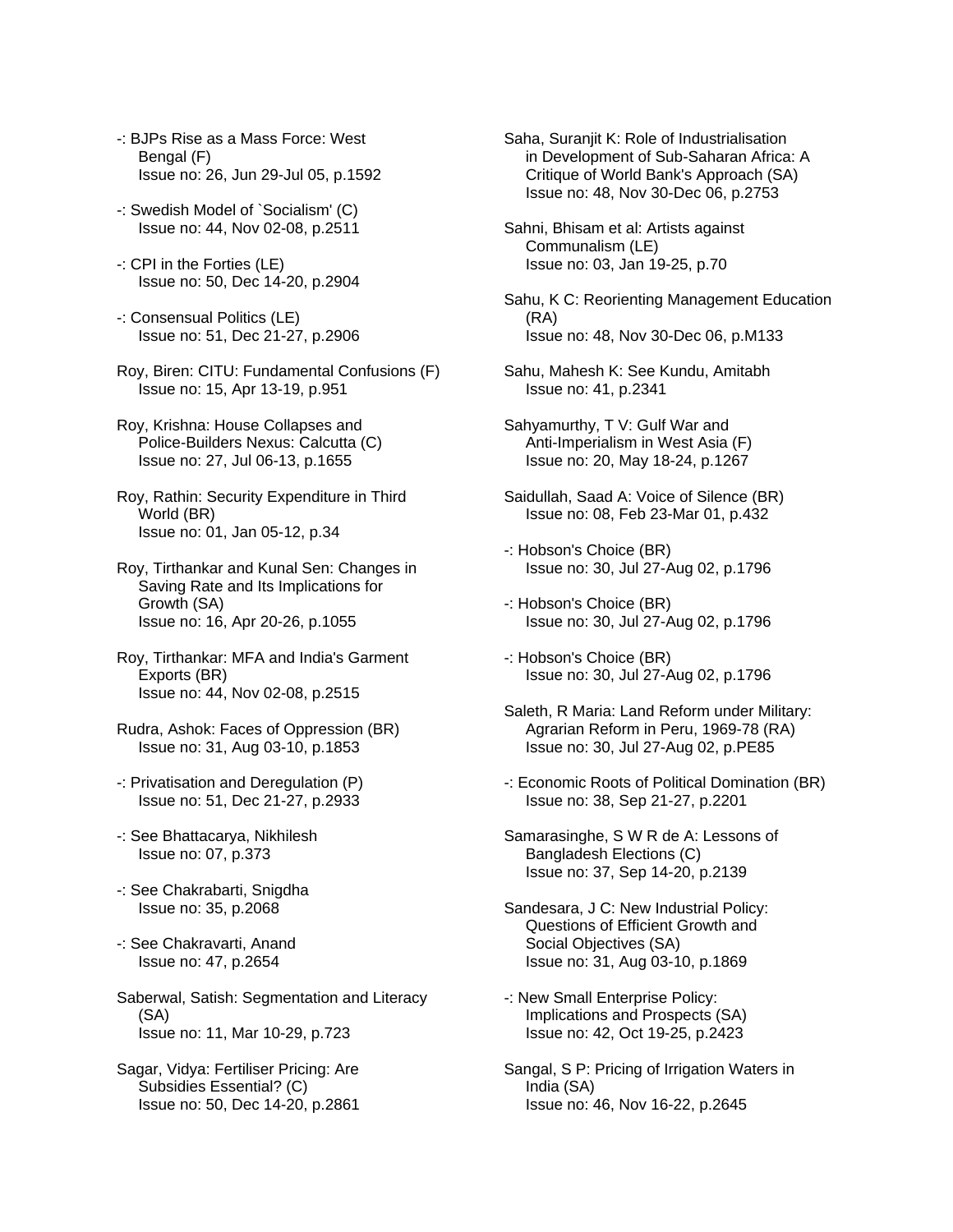-: BJPs Rise as a Mass Force: West Bengal (F)
Issue no: 26, Jun 29-Jul 05, p.1592

-: Swedish Model of `Socialism' (C)
Issue no: 44, Nov 02-08, p.2511

-: CPI in the Forties (LE)
Issue no: 50, Dec 14-20, p.2904

-: Consensual Politics (LE)
Issue no: 51, Dec 21-27, p.2906

Roy, Biren: CITU: Fundamental Confusions (F)
Issue no: 15, Apr 13-19, p.951

Roy, Krishna: House Collapses and Police-Builders Nexus: Calcutta (C)
Issue no: 27, Jul 06-13, p.1655

Roy, Rathin: Security Expenditure in Third World (BR)
Issue no: 01, Jan 05-12, p.34

Roy, Tirthankar and Kunal Sen: Changes in Saving Rate and Its Implications for Growth (SA)
Issue no: 16, Apr 20-26, p.1055

Roy, Tirthankar: MFA and India's Garment Exports (BR)
Issue no: 44, Nov 02-08, p.2515

Rudra, Ashok: Faces of Oppression (BR)
Issue no: 31, Aug 03-10, p.1853

-: Privatisation and Deregulation (P)
Issue no: 51, Dec 21-27, p.2933

-: See Bhattacarya, Nikhilesh
Issue no: 07, p.373

-: See Chakrabarti, Snigdha
Issue no: 35, p.2068

-: See Chakravarti, Anand
Issue no: 47, p.2654

Saberwal, Satish: Segmentation and Literacy (SA)
Issue no: 11, Mar 10-29, p.723

Sagar, Vidya: Fertiliser Pricing: Are Subsidies Essential? (C)
Issue no: 50, Dec 14-20, p.2861

Saha, Suranjit K: Role of Industrialisation in Development of Sub-Saharan Africa: A Critique of World Bank's Approach (SA)
Issue no: 48, Nov 30-Dec 06, p.2753

Sahni, Bhisam et al: Artists against Communalism (LE)
Issue no: 03, Jan 19-25, p.70

Sahu, K C: Reorienting Management Education (RA)
Issue no: 48, Nov 30-Dec 06, p.M133

Sahu, Mahesh K: See Kundu, Amitabh
Issue no: 41, p.2341

Sahyamurthy, T V: Gulf War and Anti-Imperialism in West Asia (F)
Issue no: 20, May 18-24, p.1267

Saidullah, Saad A: Voice of Silence (BR)
Issue no: 08, Feb 23-Mar 01, p.432

-: Hobson's Choice (BR)
Issue no: 30, Jul 27-Aug 02, p.1796

-: Hobson's Choice (BR)
Issue no: 30, Jul 27-Aug 02, p.1796

-: Hobson's Choice (BR)
Issue no: 30, Jul 27-Aug 02, p.1796

Saleth, R Maria: Land Reform under Military: Agrarian Reform in Peru, 1969-78 (RA)
Issue no: 30, Jul 27-Aug 02, p.PE85

-: Economic Roots of Political Domination (BR)
Issue no: 38, Sep 21-27, p.2201

Samarasinghe, S W R de A: Lessons of Bangladesh Elections (C)
Issue no: 37, Sep 14-20, p.2139

Sandesara, J C: New Industrial Policy: Questions of Efficient Growth and Social Objectives (SA)
Issue no: 31, Aug 03-10, p.1869

-: New Small Enterprise Policy: Implications and Prospects (SA)
Issue no: 42, Oct 19-25, p.2423

Sangal, S P: Pricing of Irrigation Waters in India (SA)
Issue no: 46, Nov 16-22, p.2645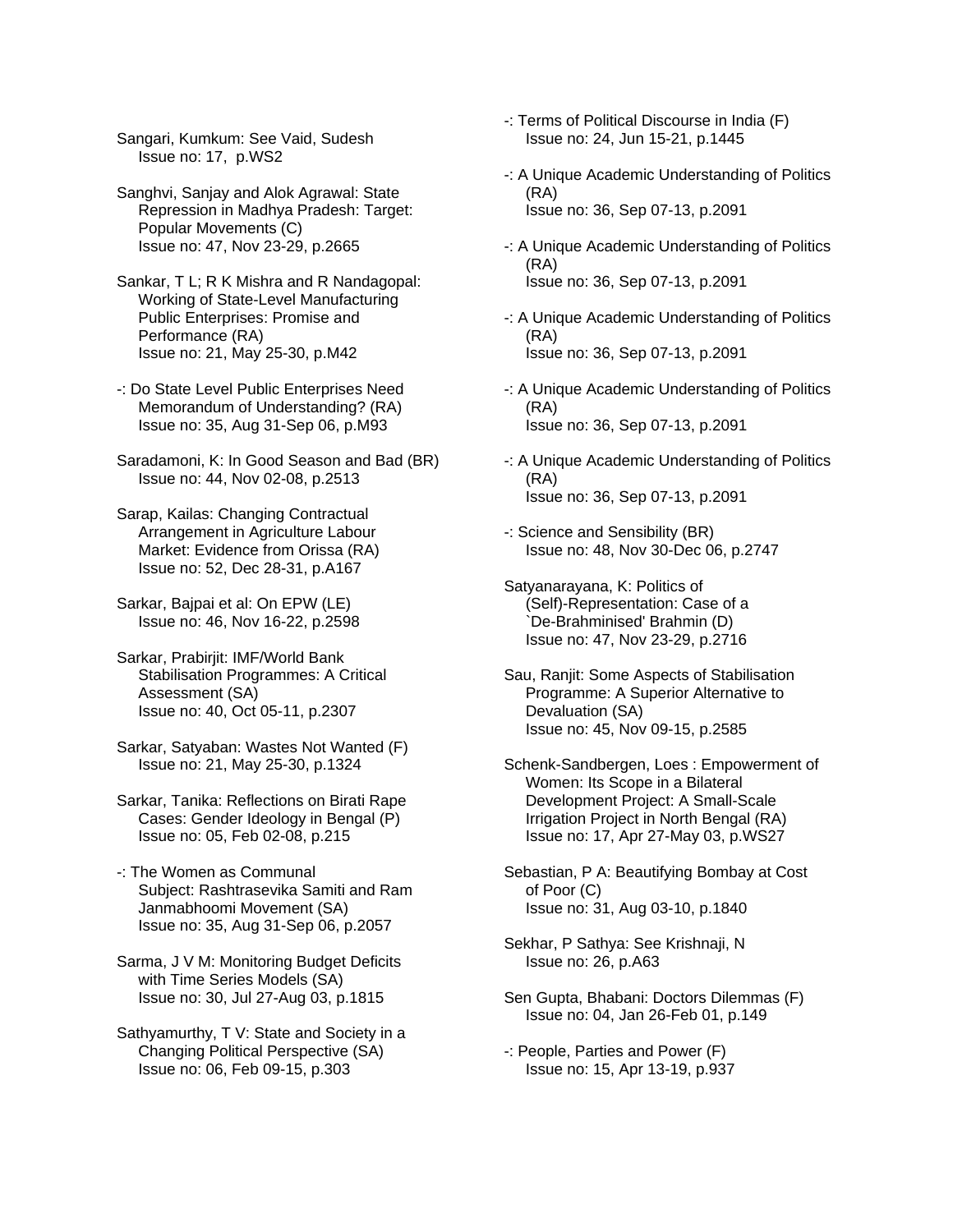Sangari, Kumkum: See Vaid, Sudesh
Issue no: 17, p.WS2

Sanghvi, Sanjay and Alok Agrawal: State Repression in Madhya Pradesh: Target: Popular Movements (C)
Issue no: 47, Nov 23-29, p.2665

Sankar, T L; R K Mishra and R Nandagopal: Working of State-Level Manufacturing Public Enterprises: Promise and Performance (RA)
Issue no: 21, May 25-30, p.M42

-: Do State Level Public Enterprises Need Memorandum of Understanding? (RA)
Issue no: 35, Aug 31-Sep 06, p.M93

Saradamoni, K: In Good Season and Bad (BR)
Issue no: 44, Nov 02-08, p.2513

Sarap, Kailas: Changing Contractual Arrangement in Agriculture Labour Market: Evidence from Orissa (RA)
Issue no: 52, Dec 28-31, p.A167

Sarkar, Bajpai et al: On EPW (LE)
Issue no: 46, Nov 16-22, p.2598

Sarkar, Prabirjit: IMF/World Bank Stabilisation Programmes: A Critical Assessment (SA)
Issue no: 40, Oct 05-11, p.2307

Sarkar, Satyaban: Wastes Not Wanted (F)
Issue no: 21, May 25-30, p.1324

Sarkar, Tanika: Reflections on Birati Rape Cases: Gender Ideology in Bengal (P)
Issue no: 05, Feb 02-08, p.215

-: The Women as Communal Subject: Rashtrasevika Samiti and Ram Janmabhoomi Movement (SA)
Issue no: 35, Aug 31-Sep 06, p.2057

Sarma, J V M: Monitoring Budget Deficits with Time Series Models (SA)
Issue no: 30, Jul 27-Aug 03, p.1815

Sathyamurthy, T V: State and Society in a Changing Political Perspective (SA)
Issue no: 06, Feb 09-15, p.303

-: Terms of Political Discourse in India (F)
Issue no: 24, Jun 15-21, p.1445

-: A Unique Academic Understanding of Politics (RA)
Issue no: 36, Sep 07-13, p.2091

-: A Unique Academic Understanding of Politics (RA)
Issue no: 36, Sep 07-13, p.2091

-: A Unique Academic Understanding of Politics (RA)
Issue no: 36, Sep 07-13, p.2091

-: A Unique Academic Understanding of Politics (RA)
Issue no: 36, Sep 07-13, p.2091

-: A Unique Academic Understanding of Politics (RA)
Issue no: 36, Sep 07-13, p.2091

-: Science and Sensibility (BR)
Issue no: 48, Nov 30-Dec 06, p.2747

Satyanarayana, K: Politics of (Self)-Representation: Case of a `De-Brahminised' Brahmin (D)
Issue no: 47, Nov 23-29, p.2716

Sau, Ranjit: Some Aspects of Stabilisation Programme: A Superior Alternative to Devaluation (SA)
Issue no: 45, Nov 09-15, p.2585

Schenk-Sandbergen, Loes : Empowerment of Women: Its Scope in a Bilateral Development Project: A Small-Scale Irrigation Project in North Bengal (RA)
Issue no: 17, Apr 27-May 03, p.WS27

Sebastian, P A: Beautifying Bombay at Cost of Poor (C)
Issue no: 31, Aug 03-10, p.1840

Sekhar, P Sathya: See Krishnaji, N
Issue no: 26, p.A63

Sen Gupta, Bhabani: Doctors Dilemmas (F)
Issue no: 04, Jan 26-Feb 01, p.149

-: People, Parties and Power (F)
Issue no: 15, Apr 13-19, p.937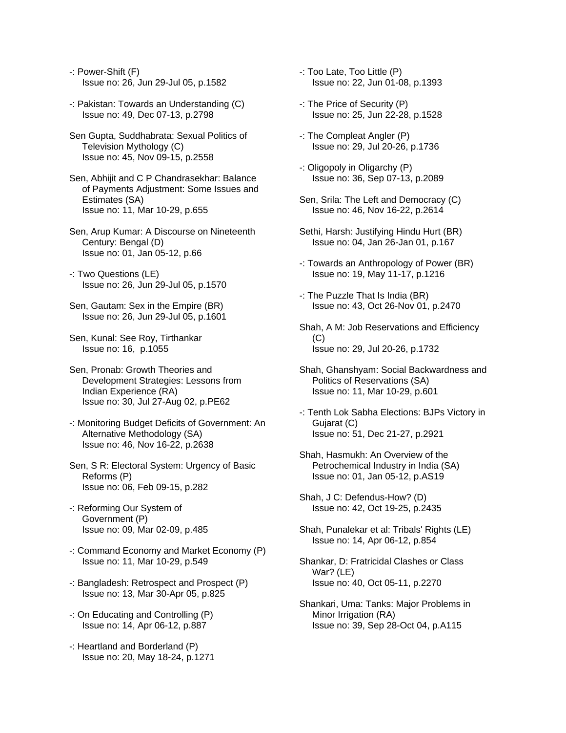-: Power-Shift (F)
Issue no: 26, Jun 29-Jul 05, p.1582

-: Pakistan: Towards an Understanding (C)
Issue no: 49, Dec 07-13, p.2798

Sen Gupta, Suddhabrata: Sexual Politics of Television Mythology (C)
Issue no: 45, Nov 09-15, p.2558

Sen, Abhijit and C P Chandrasekhar: Balance of Payments Adjustment: Some Issues and Estimates (SA)
Issue no: 11, Mar 10-29, p.655

Sen, Arup Kumar: A Discourse on Nineteenth Century: Bengal (D)
Issue no: 01, Jan 05-12, p.66

-: Two Questions (LE)
Issue no: 26, Jun 29-Jul 05, p.1570

Sen, Gautam: Sex in the Empire (BR)
Issue no: 26, Jun 29-Jul 05, p.1601

Sen, Kunal: See Roy, Tirthankar
Issue no: 16, p.1055

Sen, Pronab: Growth Theories and Development Strategies: Lessons from Indian Experience (RA)
Issue no: 30, Jul 27-Aug 02, p.PE62

-: Monitoring Budget Deficits of Government: An Alternative Methodology (SA)
Issue no: 46, Nov 16-22, p.2638

Sen, S R: Electoral System: Urgency of Basic Reforms (P)
Issue no: 06, Feb 09-15, p.282

-: Reforming Our System of Government (P)
Issue no: 09, Mar 02-09, p.485

-: Command Economy and Market Economy (P)
Issue no: 11, Mar 10-29, p.549

-: Bangladesh: Retrospect and Prospect (P)
Issue no: 13, Mar 30-Apr 05, p.825

-: On Educating and Controlling (P)
Issue no: 14, Apr 06-12, p.887

-: Heartland and Borderland (P)
Issue no: 20, May 18-24, p.1271

-: Too Late, Too Little (P)
Issue no: 22, Jun 01-08, p.1393

-: The Price of Security (P)
Issue no: 25, Jun 22-28, p.1528

-: The Compleat Angler (P)
Issue no: 29, Jul 20-26, p.1736

-: Oligopoly in Oligarchy (P)
Issue no: 36, Sep 07-13, p.2089

Sen, Srila: The Left and Democracy (C)
Issue no: 46, Nov 16-22, p.2614

Sethi, Harsh: Justifying Hindu Hurt (BR)
Issue no: 04, Jan 26-Jan 01, p.167

-: Towards an Anthropology of Power (BR)
Issue no: 19, May 11-17, p.1216

-: The Puzzle That Is India (BR)
Issue no: 43, Oct 26-Nov 01, p.2470

Shah, A M: Job Reservations and Efficiency (C)
Issue no: 29, Jul 20-26, p.1732

Shah, Ghanshyam: Social Backwardness and Politics of Reservations (SA)
Issue no: 11, Mar 10-29, p.601

-: Tenth Lok Sabha Elections: BJPs Victory in Gujarat (C)
Issue no: 51, Dec 21-27, p.2921

Shah, Hasmukh: An Overview of the Petrochemical Industry in India (SA)
Issue no: 01, Jan 05-12, p.AS19

Shah, J C: Defendus-How? (D)
Issue no: 42, Oct 19-25, p.2435

Shah, Punalekar et al: Tribals' Rights (LE)
Issue no: 14, Apr 06-12, p.854

Shankar, D: Fratricidal Clashes or Class War? (LE)
Issue no: 40, Oct 05-11, p.2270

Shankari, Uma: Tanks: Major Problems in Minor Irrigation (RA)
Issue no: 39, Sep 28-Oct 04, p.A115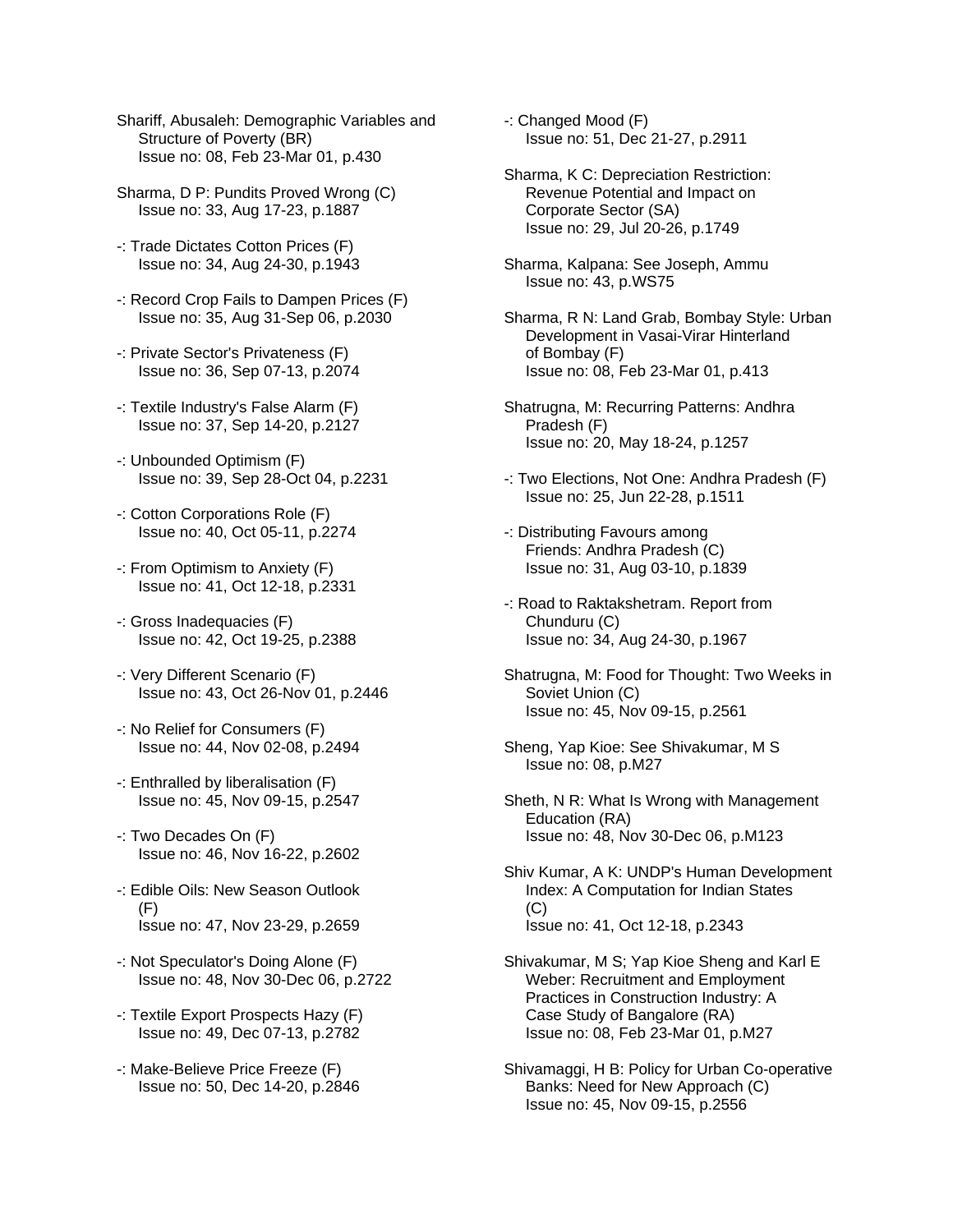Shariff, Abusaleh: Demographic Variables and Structure of Poverty (BR)
Issue no: 08, Feb 23-Mar 01, p.430

Sharma, D P: Pundits Proved Wrong (C)
Issue no: 33, Aug 17-23, p.1887

-: Trade Dictates Cotton Prices (F)
Issue no: 34, Aug 24-30, p.1943

-: Record Crop Fails to Dampen Prices (F)
Issue no: 35, Aug 31-Sep 06, p.2030

-: Private Sector's Privateness (F)
Issue no: 36, Sep 07-13, p.2074

-: Textile Industry's False Alarm (F)
Issue no: 37, Sep 14-20, p.2127

-: Unbounded Optimism (F)
Issue no: 39, Sep 28-Oct 04, p.2231

-: Cotton Corporations Role (F)
Issue no: 40, Oct 05-11, p.2274

-: From Optimism to Anxiety (F)
Issue no: 41, Oct 12-18, p.2331

-: Gross Inadequacies (F)
Issue no: 42, Oct 19-25, p.2388

-: Very Different Scenario (F)
Issue no: 43, Oct 26-Nov 01, p.2446

-: No Relief for Consumers (F)
Issue no: 44, Nov 02-08, p.2494

-: Enthralled by liberalisation (F)
Issue no: 45, Nov 09-15, p.2547

-: Two Decades On (F)
Issue no: 46, Nov 16-22, p.2602

-: Edible Oils: New Season Outlook (F)
Issue no: 47, Nov 23-29, p.2659

-: Not Speculator's Doing Alone (F)
Issue no: 48, Nov 30-Dec 06, p.2722

-: Textile Export Prospects Hazy (F)
Issue no: 49, Dec 07-13, p.2782

-: Make-Believe Price Freeze (F)
Issue no: 50, Dec 14-20, p.2846

-: Changed Mood (F)
Issue no: 51, Dec 21-27, p.2911

Sharma, K C: Depreciation Restriction: Revenue Potential and Impact on Corporate Sector (SA)
Issue no: 29, Jul 20-26, p.1749

Sharma, Kalpana: See Joseph, Ammu
Issue no: 43, p.WS75

Sharma, R N: Land Grab, Bombay Style: Urban Development in Vasai-Virar Hinterland of Bombay (F)
Issue no: 08, Feb 23-Mar 01, p.413

Shatrugna, M: Recurring Patterns: Andhra Pradesh (F)
Issue no: 20, May 18-24, p.1257

-: Two Elections, Not One: Andhra Pradesh (F)
Issue no: 25, Jun 22-28, p.1511

-: Distributing Favours among Friends: Andhra Pradesh (C)
Issue no: 31, Aug 03-10, p.1839

-: Road to Raktakshetram. Report from Chunduru (C)
Issue no: 34, Aug 24-30, p.1967

Shatrugna, M: Food for Thought: Two Weeks in Soviet Union (C)
Issue no: 45, Nov 09-15, p.2561

Sheng, Yap Kioe: See Shivakumar, M S
Issue no: 08, p.M27

Sheth, N R: What Is Wrong with Management Education (RA)
Issue no: 48, Nov 30-Dec 06, p.M123

Shiv Kumar, A K: UNDP's Human Development Index: A Computation for Indian States (C)
Issue no: 41, Oct 12-18, p.2343

Shivakumar, M S; Yap Kioe Sheng and Karl E Weber: Recruitment and Employment Practices in Construction Industry: A Case Study of Bangalore (RA)
Issue no: 08, Feb 23-Mar 01, p.M27

Shivamaggi, H B: Policy for Urban Co-operative Banks: Need for New Approach (C)
Issue no: 45, Nov 09-15, p.2556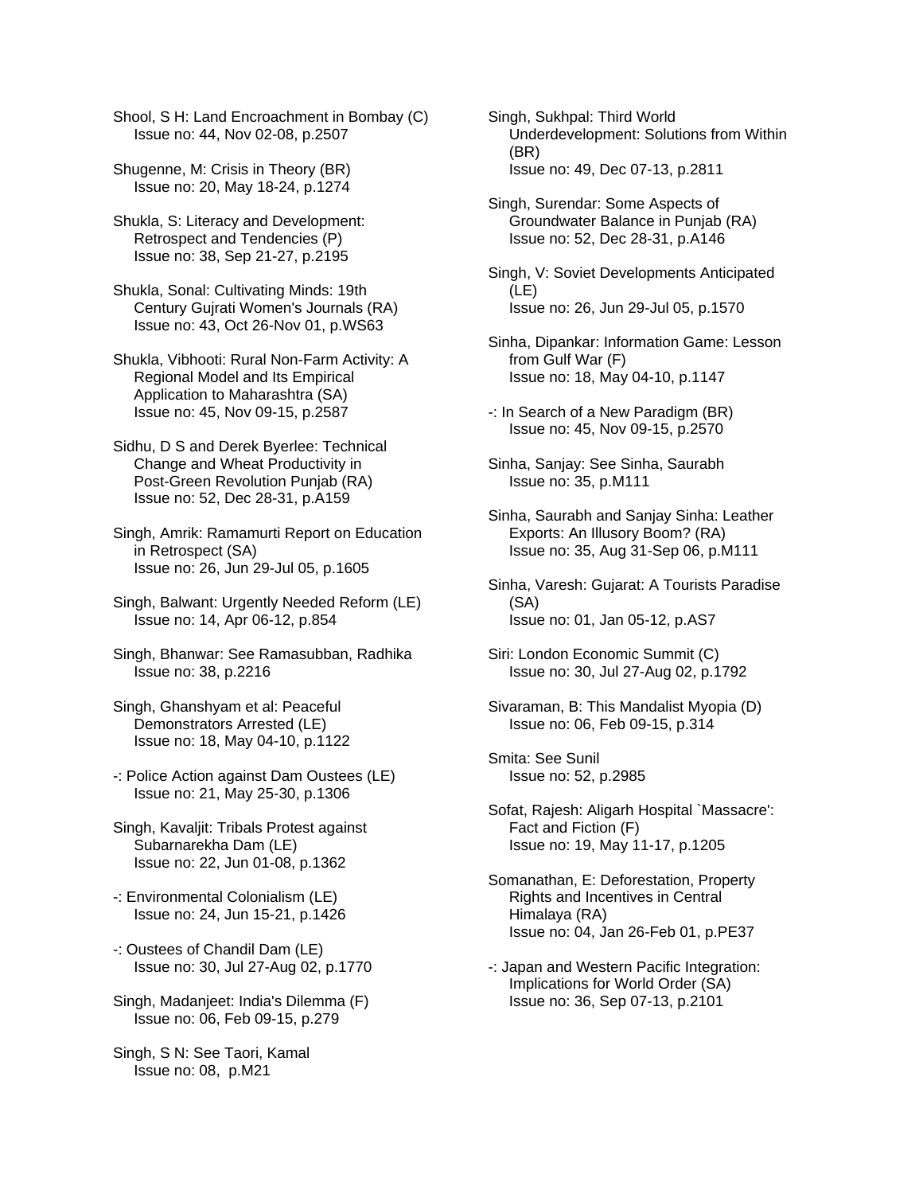Shool, S H: Land Encroachment in Bombay (C)
Issue no: 44, Nov 02-08, p.2507

Shugenne, M: Crisis in Theory (BR)
Issue no: 20, May 18-24, p.1274

Shukla, S: Literacy and Development: Retrospect and Tendencies (P)
Issue no: 38, Sep 21-27, p.2195

Shukla, Sonal: Cultivating Minds: 19th Century Gujrati Women's Journals (RA)
Issue no: 43, Oct 26-Nov 01, p.WS63

Shukla, Vibhooti: Rural Non-Farm Activity: A Regional Model and Its Empirical Application to Maharashtra (SA)
Issue no: 45, Nov 09-15, p.2587

Sidhu, D S and Derek Byerlee: Technical Change and Wheat Productivity in Post-Green Revolution Punjab (RA)
Issue no: 52, Dec 28-31, p.A159

Singh, Amrik: Ramamurti Report on Education in Retrospect (SA)
Issue no: 26, Jun 29-Jul 05, p.1605

Singh, Balwant: Urgently Needed Reform (LE)
Issue no: 14, Apr 06-12, p.854

Singh, Bhanwar: See Ramasubban, Radhika
Issue no: 38, p.2216

Singh, Ghanshyam et al: Peaceful Demonstrators Arrested (LE)
Issue no: 18, May 04-10, p.1122

-: Police Action against Dam Oustees (LE)
Issue no: 21, May 25-30, p.1306

Singh, Kavaljit: Tribals Protest against Subarnarekha Dam (LE)
Issue no: 22, Jun 01-08, p.1362

-: Environmental Colonialism (LE)
Issue no: 24, Jun 15-21, p.1426

-: Oustees of Chandil Dam (LE)
Issue no: 30, Jul 27-Aug 02, p.1770

Singh, Madanjeet: India's Dilemma (F)
Issue no: 06, Feb 09-15, p.279

Singh, S N: See Taori, Kamal
Issue no: 08, p.M21

Singh, Sukhpal: Third World Underdevelopment: Solutions from Within (BR)
Issue no: 49, Dec 07-13, p.2811

Singh, Surendar: Some Aspects of Groundwater Balance in Punjab (RA)
Issue no: 52, Dec 28-31, p.A146

Singh, V: Soviet Developments Anticipated (LE)
Issue no: 26, Jun 29-Jul 05, p.1570

Sinha, Dipankar: Information Game: Lesson from Gulf War (F)
Issue no: 18, May 04-10, p.1147

-: In Search of a New Paradigm (BR)
Issue no: 45, Nov 09-15, p.2570

Sinha, Sanjay: See Sinha, Saurabh
Issue no: 35, p.M111

Sinha, Saurabh and Sanjay Sinha: Leather Exports: An Illusory Boom? (RA)
Issue no: 35, Aug 31-Sep 06, p.M111

Sinha, Varesh: Gujarat: A Tourists Paradise (SA)
Issue no: 01, Jan 05-12, p.AS7

Siri: London Economic Summit (C)
Issue no: 30, Jul 27-Aug 02, p.1792

Sivaraman, B: This Mandalist Myopia (D)
Issue no: 06, Feb 09-15, p.314

Smita: See Sunil
Issue no: 52, p.2985

Sofat, Rajesh: Aligarh Hospital `Massacre': Fact and Fiction (F)
Issue no: 19, May 11-17, p.1205

Somanathan, E: Deforestation, Property Rights and Incentives in Central Himalaya (RA)
Issue no: 04, Jan 26-Feb 01, p.PE37

-: Japan and Western Pacific Integration: Implications for World Order (SA)
Issue no: 36, Sep 07-13, p.2101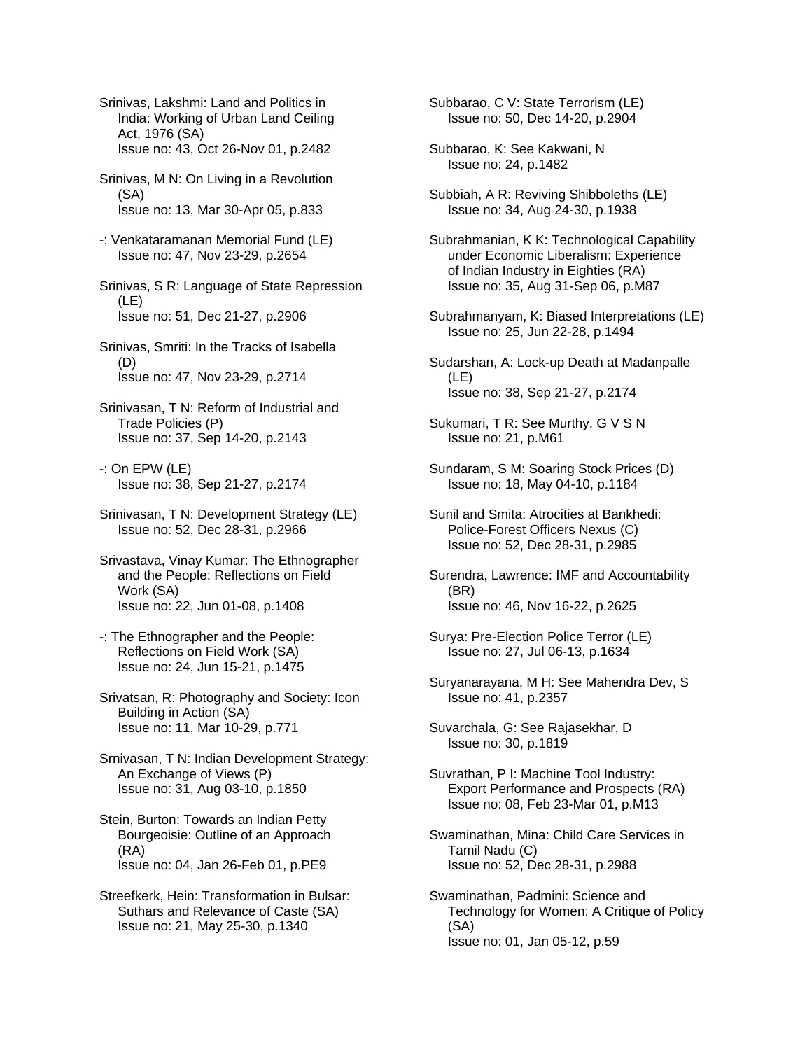Srinivas, Lakshmi: Land and Politics in India: Working of Urban Land Ceiling Act, 1976 (SA)
Issue no: 43, Oct 26-Nov 01, p.2482

Srinivas, M N: On Living in a Revolution (SA)
Issue no: 13, Mar 30-Apr 05, p.833

-: Venkataramanan Memorial Fund (LE)
Issue no: 47, Nov 23-29, p.2654

Srinivas, S R: Language of State Repression (LE)
Issue no: 51, Dec 21-27, p.2906

Srinivas, Smriti: In the Tracks of Isabella (D)
Issue no: 47, Nov 23-29, p.2714

Srinivasan, T N: Reform of Industrial and Trade Policies (P)
Issue no: 37, Sep 14-20, p.2143

-: On EPW (LE)
Issue no: 38, Sep 21-27, p.2174

Srinivasan, T N: Development Strategy (LE)
Issue no: 52, Dec 28-31, p.2966

Srivastava, Vinay Kumar: The Ethnographer and the People: Reflections on Field Work (SA)
Issue no: 22, Jun 01-08, p.1408

-: The Ethnographer and the People: Reflections on Field Work (SA)
Issue no: 24, Jun 15-21, p.1475

Srivatsan, R: Photography and Society: Icon Building in Action (SA)
Issue no: 11, Mar 10-29, p.771

Srnivasan, T N: Indian Development Strategy: An Exchange of Views (P)
Issue no: 31, Aug 03-10, p.1850

Stein, Burton: Towards an Indian Petty Bourgeoisie: Outline of an Approach (RA)
Issue no: 04, Jan 26-Feb 01, p.PE9

Streefkerk, Hein: Transformation in Bulsar: Suthars and Relevance of Caste (SA)
Issue no: 21, May 25-30, p.1340

Subbarao, C V: State Terrorism (LE)
Issue no: 50, Dec 14-20, p.2904

Subbarao, K: See Kakwani, N
Issue no: 24, p.1482

Subbiah, A R: Reviving Shibboleths (LE)
Issue no: 34, Aug 24-30, p.1938

Subrahmanian, K K: Technological Capability under Economic Liberalism: Experience of Indian Industry in Eighties (RA)
Issue no: 35, Aug 31-Sep 06, p.M87

Subrahmanyam, K: Biased Interpretations (LE)
Issue no: 25, Jun 22-28, p.1494

Sudarshan, A: Lock-up Death at Madanpalle (LE)
Issue no: 38, Sep 21-27, p.2174

Sukumari, T R: See Murthy, G V S N
Issue no: 21, p.M61

Sundaram, S M: Soaring Stock Prices (D)
Issue no: 18, May 04-10, p.1184

Sunil and Smita: Atrocities at Bankhedi: Police-Forest Officers Nexus (C)
Issue no: 52, Dec 28-31, p.2985

Surendra, Lawrence: IMF and Accountability (BR)
Issue no: 46, Nov 16-22, p.2625

Surya: Pre-Election Police Terror (LE)
Issue no: 27, Jul 06-13, p.1634

Suryanarayana, M H: See Mahendra Dev, S
Issue no: 41, p.2357

Suvarchala, G: See Rajasekhar, D
Issue no: 30, p.1819

Suvrathan, P I: Machine Tool Industry: Export Performance and Prospects (RA)
Issue no: 08, Feb 23-Mar 01, p.M13

Swaminathan, Mina: Child Care Services in Tamil Nadu (C)
Issue no: 52, Dec 28-31, p.2988

Swaminathan, Padmini: Science and Technology for Women: A Critique of Policy (SA)
Issue no: 01, Jan 05-12, p.59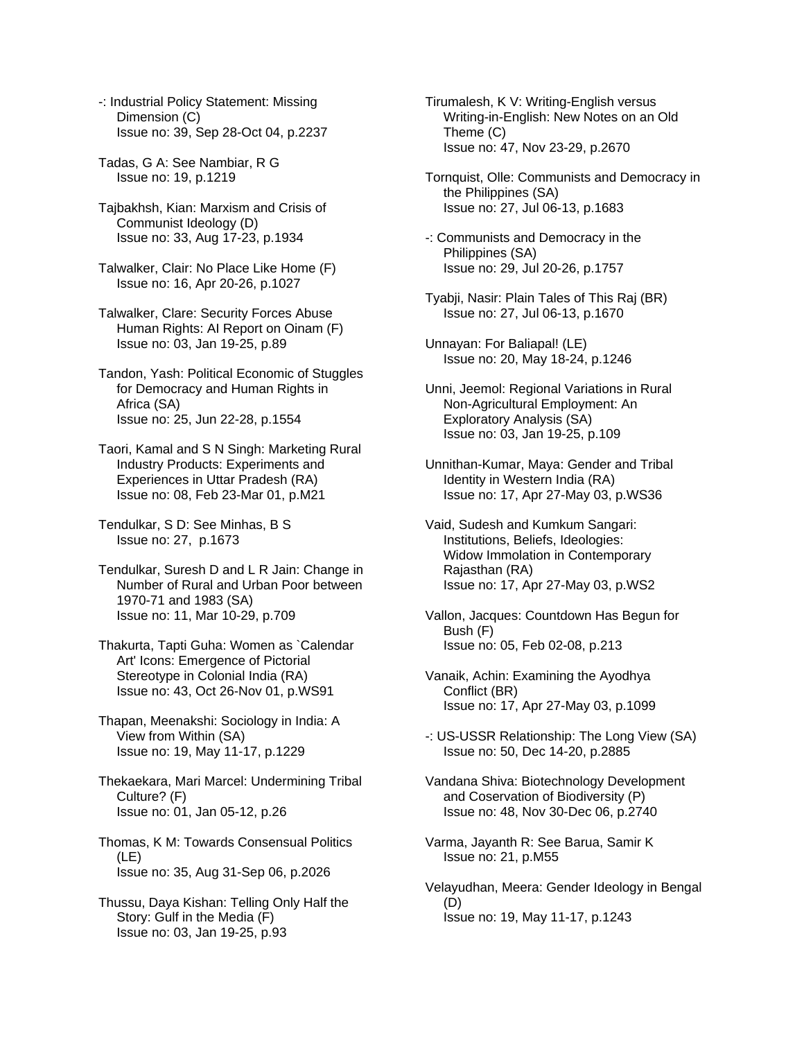-: Industrial Policy Statement: Missing Dimension (C)
Issue no: 39, Sep 28-Oct 04, p.2237

Tadas, G A: See Nambiar, R G
Issue no: 19, p.1219

Tajbakhsh, Kian: Marxism and Crisis of Communist Ideology (D)
Issue no: 33, Aug 17-23, p.1934

Talwalker, Clair: No Place Like Home (F)
Issue no: 16, Apr 20-26, p.1027

Talwalker, Clare: Security Forces Abuse Human Rights: AI Report on Oinam (F)
Issue no: 03, Jan 19-25, p.89

Tandon, Yash: Political Economic of Stuggles for Democracy and Human Rights in Africa (SA)
Issue no: 25, Jun 22-28, p.1554

Taori, Kamal and S N Singh: Marketing Rural Industry Products: Experiments and Experiences in Uttar Pradesh (RA)
Issue no: 08, Feb 23-Mar 01, p.M21

Tendulkar, S D: See Minhas, B S
Issue no: 27, p.1673

Tendulkar, Suresh D and L R Jain: Change in Number of Rural and Urban Poor between 1970-71 and 1983 (SA)
Issue no: 11, Mar 10-29, p.709

Thakurta, Tapti Guha: Women as `Calendar Art' Icons: Emergence of Pictorial Stereotype in Colonial India (RA)
Issue no: 43, Oct 26-Nov 01, p.WS91

Thapan, Meenakshi: Sociology in India: A View from Within (SA)
Issue no: 19, May 11-17, p.1229

Thekaekara, Mari Marcel: Undermining Tribal Culture? (F)
Issue no: 01, Jan 05-12, p.26

Thomas, K M: Towards Consensual Politics (LE)
Issue no: 35, Aug 31-Sep 06, p.2026

Thussu, Daya Kishan: Telling Only Half the Story: Gulf in the Media (F)
Issue no: 03, Jan 19-25, p.93

Tirumalesh, K V: Writing-English versus Writing-in-English: New Notes on an Old Theme (C)
Issue no: 47, Nov 23-29, p.2670

Tornquist, Olle: Communists and Democracy in the Philippines (SA)
Issue no: 27, Jul 06-13, p.1683

-: Communists and Democracy in the Philippines (SA)
Issue no: 29, Jul 20-26, p.1757

Tyabji, Nasir: Plain Tales of This Raj (BR)
Issue no: 27, Jul 06-13, p.1670

Unnayan: For Baliapal! (LE)
Issue no: 20, May 18-24, p.1246

Unni, Jeemol: Regional Variations in Rural Non-Agricultural Employment: An Exploratory Analysis (SA)
Issue no: 03, Jan 19-25, p.109

Unnithan-Kumar, Maya: Gender and Tribal Identity in Western India (RA)
Issue no: 17, Apr 27-May 03, p.WS36

Vaid, Sudesh and Kumkum Sangari: Institutions, Beliefs, Ideologies: Widow Immolation in Contemporary Rajasthan (RA)
Issue no: 17, Apr 27-May 03, p.WS2

Vallon, Jacques: Countdown Has Begun for Bush (F)
Issue no: 05, Feb 02-08, p.213

Vanaik, Achin: Examining the Ayodhya Conflict (BR)
Issue no: 17, Apr 27-May 03, p.1099

-: US-USSR Relationship: The Long View (SA)
Issue no: 50, Dec 14-20, p.2885

Vandana Shiva: Biotechnology Development and Coservation of Biodiversity (P)
Issue no: 48, Nov 30-Dec 06, p.2740

Varma, Jayanth R: See Barua, Samir K
Issue no: 21, p.M55

Velayudhan, Meera: Gender Ideology in Bengal (D)
Issue no: 19, May 11-17, p.1243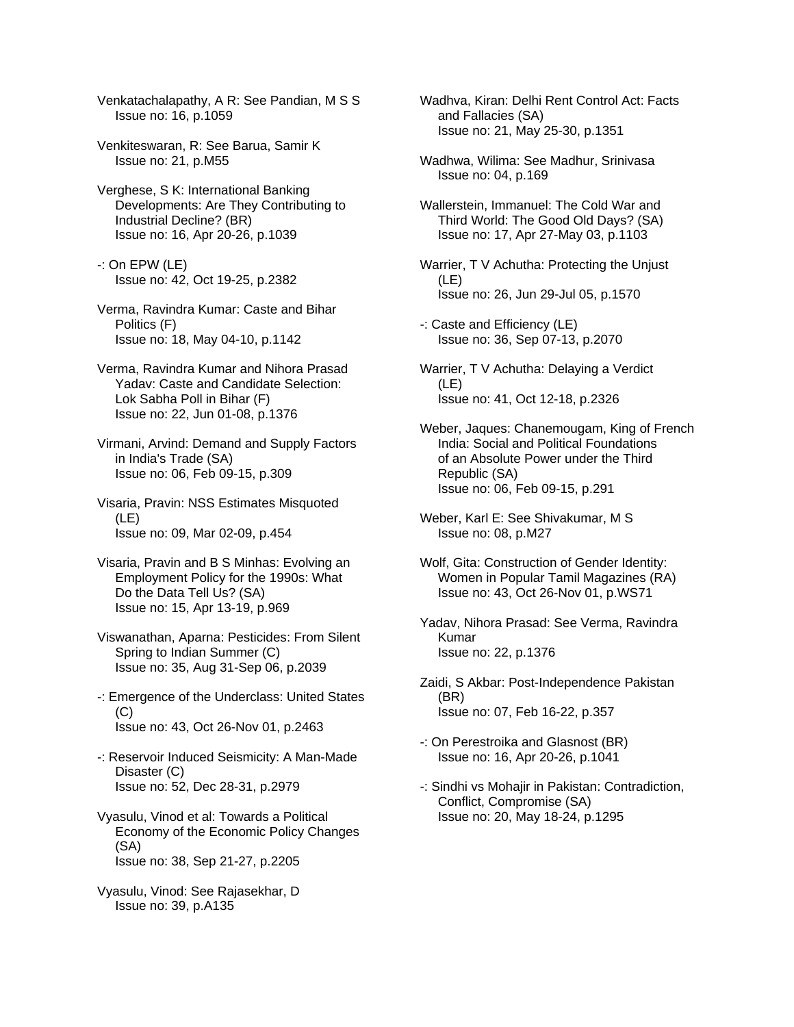Venkatachalapathy, A R: See Pandian, M S S
Issue no: 16, p.1059

Venkiteswaran, R: See Barua, Samir K
Issue no: 21, p.M55

Verghese, S K: International Banking Developments: Are They Contributing to Industrial Decline? (BR)
Issue no: 16, Apr 20-26, p.1039

-: On EPW (LE)
Issue no: 42, Oct 19-25, p.2382

Verma, Ravindra Kumar: Caste and Bihar Politics (F)
Issue no: 18, May 04-10, p.1142

Verma, Ravindra Kumar and Nihora Prasad Yadav: Caste and Candidate Selection: Lok Sabha Poll in Bihar (F)
Issue no: 22, Jun 01-08, p.1376

Virmani, Arvind: Demand and Supply Factors in India's Trade (SA)
Issue no: 06, Feb 09-15, p.309

Visaria, Pravin: NSS Estimates Misquoted (LE)
Issue no: 09, Mar 02-09, p.454

Visaria, Pravin and B S Minhas: Evolving an Employment Policy for the 1990s: What Do the Data Tell Us? (SA)
Issue no: 15, Apr 13-19, p.969

Viswanathan, Aparna: Pesticides: From Silent Spring to Indian Summer (C)
Issue no: 35, Aug 31-Sep 06, p.2039

-: Emergence of the Underclass: United States (C)
Issue no: 43, Oct 26-Nov 01, p.2463

-: Reservoir Induced Seismicity: A Man-Made Disaster (C)
Issue no: 52, Dec 28-31, p.2979

Vyasulu, Vinod et al: Towards a Political Economy of the Economic Policy Changes (SA)
Issue no: 38, Sep 21-27, p.2205

Vyasulu, Vinod: See Rajasekhar, D
Issue no: 39, p.A135

Wadhva, Kiran: Delhi Rent Control Act: Facts and Fallacies (SA)
Issue no: 21, May 25-30, p.1351

Wadhwa, Wilima: See Madhur, Srinivasa
Issue no: 04, p.169

Wallerstein, Immanuel: The Cold War and Third World: The Good Old Days? (SA)
Issue no: 17, Apr 27-May 03, p.1103

Warrier, T V Achutha: Protecting the Unjust (LE)
Issue no: 26, Jun 29-Jul 05, p.1570

-: Caste and Efficiency (LE)
Issue no: 36, Sep 07-13, p.2070

Warrier, T V Achutha: Delaying a Verdict (LE)
Issue no: 41, Oct 12-18, p.2326

Weber, Jaques: Chanemougam, King of French India: Social and Political Foundations of an Absolute Power under the Third Republic (SA)
Issue no: 06, Feb 09-15, p.291

Weber, Karl E: See Shivakumar, M S
Issue no: 08, p.M27

Wolf, Gita: Construction of Gender Identity: Women in Popular Tamil Magazines (RA)
Issue no: 43, Oct 26-Nov 01, p.WS71

Yadav, Nihora Prasad: See Verma, Ravindra Kumar
Issue no: 22, p.1376

Zaidi, S Akbar: Post-Independence Pakistan (BR)
Issue no: 07, Feb 16-22, p.357

-: On Perestroika and Glasnost (BR)
Issue no: 16, Apr 20-26, p.1041

-: Sindhi vs Mohajir in Pakistan: Contradiction, Conflict, Compromise (SA)
Issue no: 20, May 18-24, p.1295